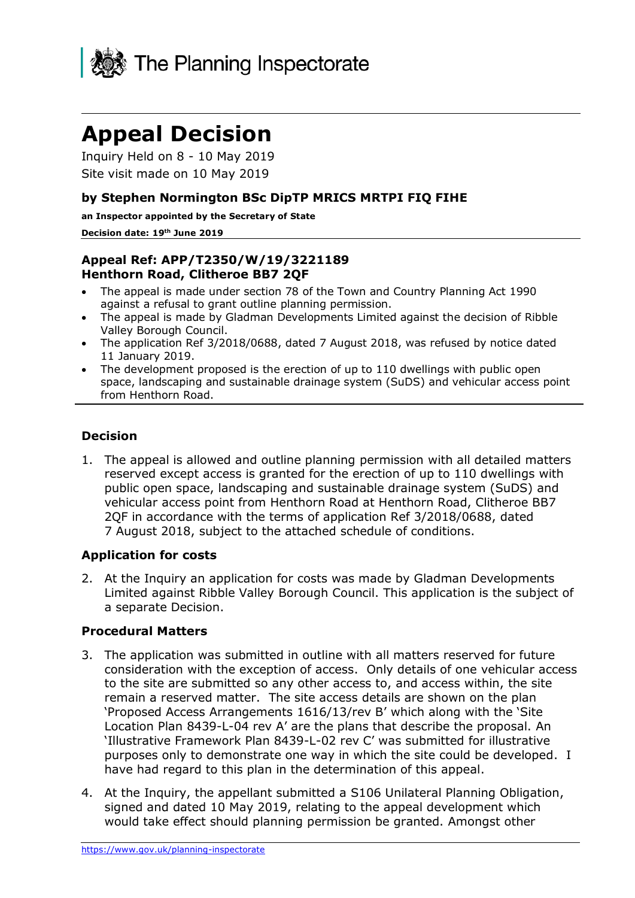The Planning Inspectorate

# Appeal Decision

Inquiry Held on 8 - 10 May 2019

Site visit made on 10 May 2019

### by Stephen Normington BSc DipTP MRICS MRTPI FIQ FIHE

**an Inspector appointed by the Secretary of State**

**Decision date: 19th June 2019**

**Appeal Ref: APP/T2350/W/19/3221189**
**Henthorn Road, Clitheroe BB7 2QF**

- The appeal is made under section 78 of the Town and Country Planning Act 1990 against a refusal to grant outline planning permission.
- The appeal is made by Gladman Developments Limited against the decision of Ribble Valley Borough Council.
- The application Ref 3/2018/0688, dated 7 August 2018, was refused by notice dated 11 January 2019.
- The development proposed is the erection of up to 110 dwellings with public open space, landscaping and sustainable drainage system (SuDS) and vehicular access point from Henthorn Road.

## Decision

1. The appeal is allowed and outline planning permission with all detailed matters reserved except access is granted for the erection of up to 110 dwellings with public open space, landscaping and sustainable drainage system (SuDS) and vehicular access point from Henthorn Road at Henthorn Road, Clitheroe BB7 2QF in accordance with the terms of application Ref 3/2018/0688, dated 7 August 2018, subject to the attached schedule of conditions.

## Application for costs

2. At the Inquiry an application for costs was made by Gladman Developments Limited against Ribble Valley Borough Council. This application is the subject of a separate Decision.

## Procedural Matters

3. The application was submitted in outline with all matters reserved for future consideration with the exception of access. Only details of one vehicular access to the site are submitted so any other access to, and access within, the site remain a reserved matter. The site access details are shown on the plan 'Proposed Access Arrangements 1616/13/rev B' which along with the 'Site Location Plan 8439-L-04 rev A' are the plans that describe the proposal. An 'Illustrative Framework Plan 8439-L-02 rev C' was submitted for illustrative purposes only to demonstrate one way in which the site could be developed. I have had regard to this plan in the determination of this appeal.

4. At the Inquiry, the appellant submitted a S106 Unilateral Planning Obligation, signed and dated 10 May 2019, relating to the appeal development which would take effect should planning permission be granted. Amongst other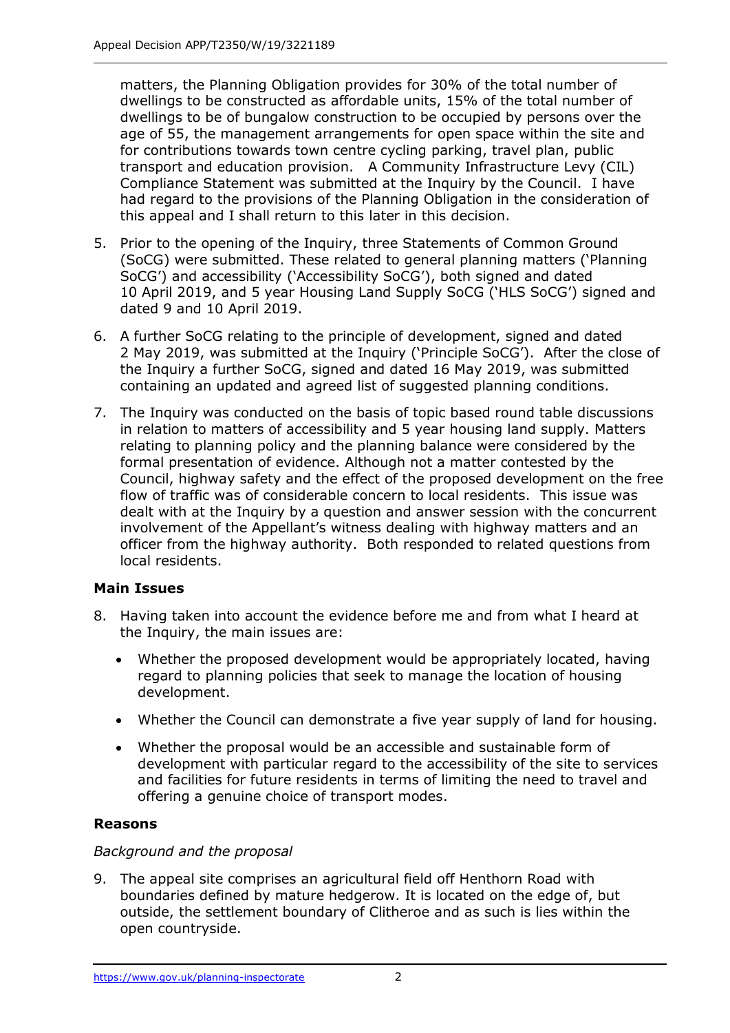matters, the Planning Obligation provides for 30% of the total number of dwellings to be constructed as affordable units, 15% of the total number of dwellings to be of bungalow construction to be occupied by persons over the age of 55, the management arrangements for open space within the site and for contributions towards town centre cycling parking, travel plan, public transport and education provision. A Community Infrastructure Levy (CIL) Compliance Statement was submitted at the Inquiry by the Council. I have had regard to the provisions of the Planning Obligation in the consideration of this appeal and I shall return to this later in this decision.

5. Prior to the opening of the Inquiry, three Statements of Common Ground (SoCG) were submitted. These related to general planning matters ('Planning SoCG') and accessibility ('Accessibility SoCG'), both signed and dated 10 April 2019, and 5 year Housing Land Supply SoCG ('HLS SoCG') signed and dated 9 and 10 April 2019.

6. A further SoCG relating to the principle of development, signed and dated 2 May 2019, was submitted at the Inquiry ('Principle SoCG'). After the close of the Inquiry a further SoCG, signed and dated 16 May 2019, was submitted containing an updated and agreed list of suggested planning conditions.

7. The Inquiry was conducted on the basis of topic based round table discussions in relation to matters of accessibility and 5 year housing land supply. Matters relating to planning policy and the planning balance were considered by the formal presentation of evidence. Although not a matter contested by the Council, highway safety and the effect of the proposed development on the free flow of traffic was of considerable concern to local residents. This issue was dealt with at the Inquiry by a question and answer session with the concurrent involvement of the Appellant's witness dealing with highway matters and an officer from the highway authority. Both responded to related questions from local residents.

## Main Issues

8. Having taken into account the evidence before me and from what I heard at the Inquiry, the main issues are:

   - Whether the proposed development would be appropriately located, having regard to planning policies that seek to manage the location of housing development.
   - Whether the Council can demonstrate a five year supply of land for housing.
   - Whether the proposal would be an accessible and sustainable form of development with particular regard to the accessibility of the site to services and facilities for future residents in terms of limiting the need to travel and offering a genuine choice of transport modes.

## Reasons

*Background and the proposal*

9. The appeal site comprises an agricultural field off Henthorn Road with boundaries defined by mature hedgerow. It is located on the edge of, but outside, the settlement boundary of Clitheroe and as such is lies within the open countryside.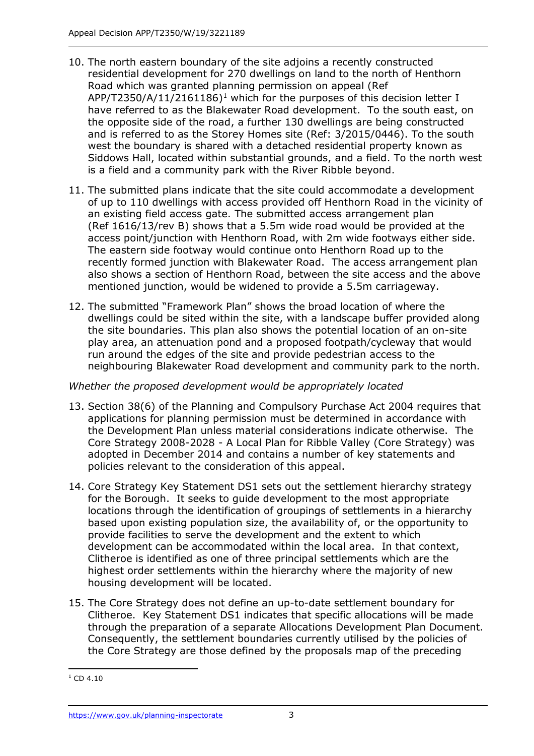10. The north eastern boundary of the site adjoins a recently constructed residential development for 270 dwellings on land to the north of Henthorn Road which was granted planning permission on appeal (Ref APP/T2350/A/11/2161186)[1] which for the purposes of this decision letter I have referred to as the Blakewater Road development. To the south east, on the opposite side of the road, a further 130 dwellings are being constructed and is referred to as the Storey Homes site (Ref: 3/2015/0446). To the south west the boundary is shared with a detached residential property known as Siddows Hall, located within substantial grounds, and a field. To the north west is a field and a community park with the River Ribble beyond.

11. The submitted plans indicate that the site could accommodate a development of up to 110 dwellings with access provided off Henthorn Road in the vicinity of an existing field access gate. The submitted access arrangement plan (Ref 1616/13/rev B) shows that a 5.5m wide road would be provided at the access point/junction with Henthorn Road, with 2m wide footways either side. The eastern side footway would continue onto Henthorn Road up to the recently formed junction with Blakewater Road. The access arrangement plan also shows a section of Henthorn Road, between the site access and the above mentioned junction, would be widened to provide a 5.5m carriageway.

12. The submitted "Framework Plan" shows the broad location of where the dwellings could be sited within the site, with a landscape buffer provided along the site boundaries. This plan also shows the potential location of an on-site play area, an attenuation pond and a proposed footpath/cycleway that would run around the edges of the site and provide pedestrian access to the neighbouring Blakewater Road development and community park to the north.

*Whether the proposed development would be appropriately located*

13. Section 38(6) of the Planning and Compulsory Purchase Act 2004 requires that applications for planning permission must be determined in accordance with the Development Plan unless material considerations indicate otherwise. The Core Strategy 2008-2028 - A Local Plan for Ribble Valley (Core Strategy) was adopted in December 2014 and contains a number of key statements and policies relevant to the consideration of this appeal.

14. Core Strategy Key Statement DS1 sets out the settlement hierarchy strategy for the Borough. It seeks to guide development to the most appropriate locations through the identification of groupings of settlements in a hierarchy based upon existing population size, the availability of, or the opportunity to provide facilities to serve the development and the extent to which development can be accommodated within the local area. In that context, Clitheroe is identified as one of three principal settlements which are the highest order settlements within the hierarchy where the majority of new housing development will be located.

15. The Core Strategy does not define an up-to-date settlement boundary for Clitheroe. Key Statement DS1 indicates that specific allocations will be made through the preparation of a separate Allocations Development Plan Document. Consequently, the settlement boundaries currently utilised by the policies of the Core Strategy are those defined by the proposals map of the preceding

[1] CD 4.10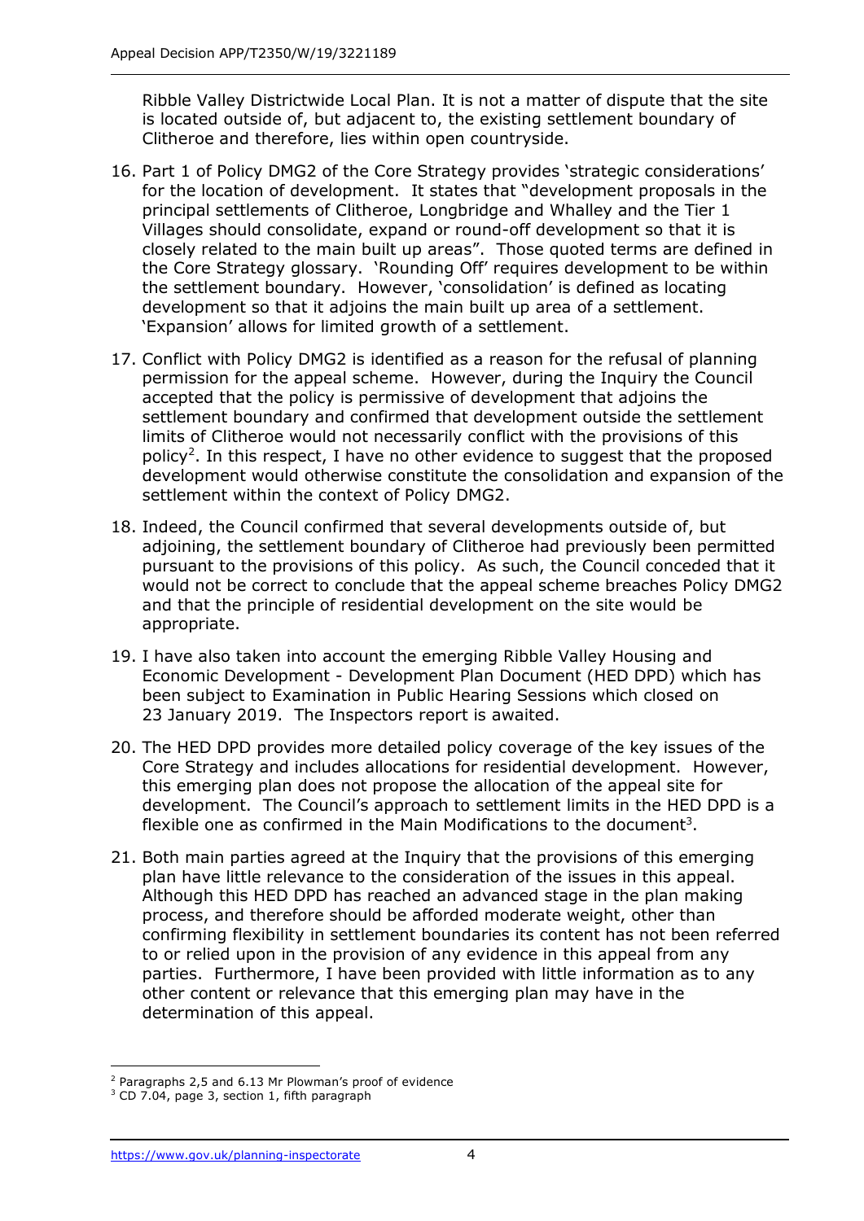Ribble Valley Districtwide Local Plan. It is not a matter of dispute that the site is located outside of, but adjacent to, the existing settlement boundary of Clitheroe and therefore, lies within open countryside.

16. Part 1 of Policy DMG2 of the Core Strategy provides 'strategic considerations' for the location of development. It states that "development proposals in the principal settlements of Clitheroe, Longbridge and Whalley and the Tier 1 Villages should consolidate, expand or round-off development so that it is closely related to the main built up areas". Those quoted terms are defined in the Core Strategy glossary. 'Rounding Off' requires development to be within the settlement boundary. However, 'consolidation' is defined as locating development so that it adjoins the main built up area of a settlement. 'Expansion' allows for limited growth of a settlement.

17. Conflict with Policy DMG2 is identified as a reason for the refusal of planning permission for the appeal scheme. However, during the Inquiry the Council accepted that the policy is permissive of development that adjoins the settlement boundary and confirmed that development outside the settlement limits of Clitheroe would not necessarily conflict with the provisions of this policy[2]. In this respect, I have no other evidence to suggest that the proposed development would otherwise constitute the consolidation and expansion of the settlement within the context of Policy DMG2.

18. Indeed, the Council confirmed that several developments outside of, but adjoining, the settlement boundary of Clitheroe had previously been permitted pursuant to the provisions of this policy. As such, the Council conceded that it would not be correct to conclude that the appeal scheme breaches Policy DMG2 and that the principle of residential development on the site would be appropriate.

19. I have also taken into account the emerging Ribble Valley Housing and Economic Development - Development Plan Document (HED DPD) which has been subject to Examination in Public Hearing Sessions which closed on 23 January 2019. The Inspectors report is awaited.

20. The HED DPD provides more detailed policy coverage of the key issues of the Core Strategy and includes allocations for residential development. However, this emerging plan does not propose the allocation of the appeal site for development. The Council's approach to settlement limits in the HED DPD is a flexible one as confirmed in the Main Modifications to the document[3].

21. Both main parties agreed at the Inquiry that the provisions of this emerging plan have little relevance to the consideration of the issues in this appeal. Although this HED DPD has reached an advanced stage in the plan making process, and therefore should be afforded moderate weight, other than confirming flexibility in settlement boundaries its content has not been referred to or relied upon in the provision of any evidence in this appeal from any parties. Furthermore, I have been provided with little information as to any other content or relevance that this emerging plan may have in the determination of this appeal.

---

[2] Paragraphs 2,5 and 6.13 Mr Plowman's proof of evidence

[3] CD 7.04, page 3, section 1, fifth paragraph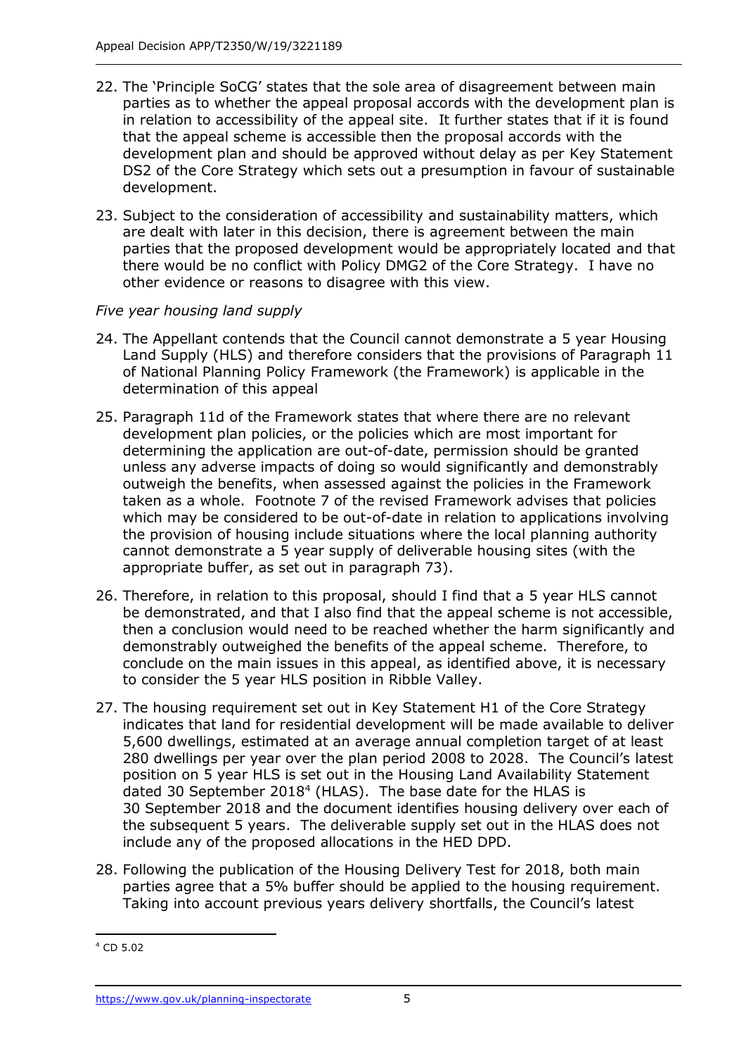22. The 'Principle SoCG' states that the sole area of disagreement between main parties as to whether the appeal proposal accords with the development plan is in relation to accessibility of the appeal site. It further states that if it is found that the appeal scheme is accessible then the proposal accords with the development plan and should be approved without delay as per Key Statement DS2 of the Core Strategy which sets out a presumption in favour of sustainable development.

23. Subject to the consideration of accessibility and sustainability matters, which are dealt with later in this decision, there is agreement between the main parties that the proposed development would be appropriately located and that there would be no conflict with Policy DMG2 of the Core Strategy. I have no other evidence or reasons to disagree with this view.

*Five year housing land supply*

24. The Appellant contends that the Council cannot demonstrate a 5 year Housing Land Supply (HLS) and therefore considers that the provisions of Paragraph 11 of National Planning Policy Framework (the Framework) is applicable in the determination of this appeal

25. Paragraph 11d of the Framework states that where there are no relevant development plan policies, or the policies which are most important for determining the application are out-of-date, permission should be granted unless any adverse impacts of doing so would significantly and demonstrably outweigh the benefits, when assessed against the policies in the Framework taken as a whole. Footnote 7 of the revised Framework advises that policies which may be considered to be out-of-date in relation to applications involving the provision of housing include situations where the local planning authority cannot demonstrate a 5 year supply of deliverable housing sites (with the appropriate buffer, as set out in paragraph 73).

26. Therefore, in relation to this proposal, should I find that a 5 year HLS cannot be demonstrated, and that I also find that the appeal scheme is not accessible, then a conclusion would need to be reached whether the harm significantly and demonstrably outweighed the benefits of the appeal scheme. Therefore, to conclude on the main issues in this appeal, as identified above, it is necessary to consider the 5 year HLS position in Ribble Valley.

27. The housing requirement set out in Key Statement H1 of the Core Strategy indicates that land for residential development will be made available to deliver 5,600 dwellings, estimated at an average annual completion target of at least 280 dwellings per year over the plan period 2008 to 2028. The Council's latest position on 5 year HLS is set out in the Housing Land Availability Statement dated 30 September 2018[4] (HLAS). The base date for the HLAS is 30 September 2018 and the document identifies housing delivery over each of the subsequent 5 years. The deliverable supply set out in the HLAS does not include any of the proposed allocations in the HED DPD.

28. Following the publication of the Housing Delivery Test for 2018, both main parties agree that a 5% buffer should be applied to the housing requirement. Taking into account previous years delivery shortfalls, the Council's latest

[4] CD 5.02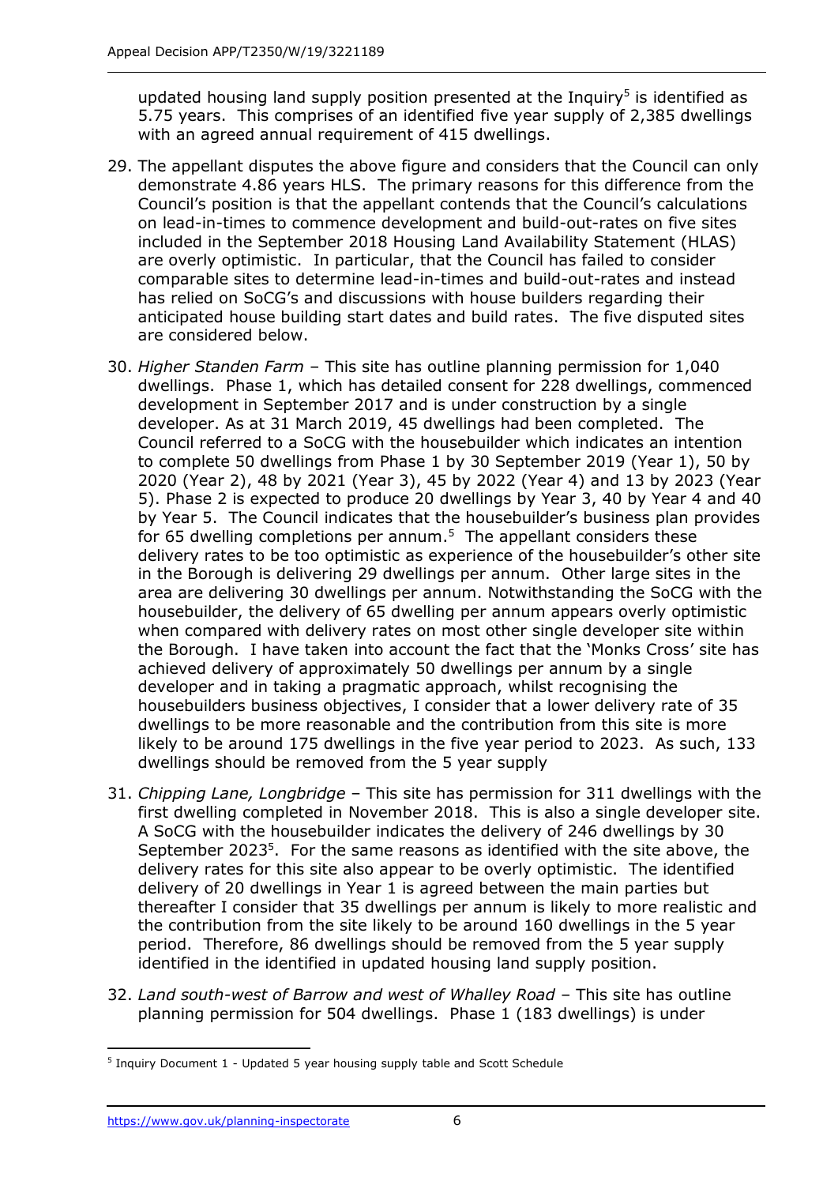updated housing land supply position presented at the Inquiry[5] is identified as 5.75 years. This comprises of an identified five year supply of 2,385 dwellings with an agreed annual requirement of 415 dwellings.

29. The appellant disputes the above figure and considers that the Council can only demonstrate 4.86 years HLS. The primary reasons for this difference from the Council's position is that the appellant contends that the Council's calculations on lead-in-times to commence development and build-out-rates on five sites included in the September 2018 Housing Land Availability Statement (HLAS) are overly optimistic. In particular, that the Council has failed to consider comparable sites to determine lead-in-times and build-out-rates and instead has relied on SoCG's and discussions with house builders regarding their anticipated house building start dates and build rates. The five disputed sites are considered below.

30. *Higher Standen Farm* – This site has outline planning permission for 1,040 dwellings. Phase 1, which has detailed consent for 228 dwellings, commenced development in September 2017 and is under construction by a single developer. As at 31 March 2019, 45 dwellings had been completed. The Council referred to a SoCG with the housebuilder which indicates an intention to complete 50 dwellings from Phase 1 by 30 September 2019 (Year 1), 50 by 2020 (Year 2), 48 by 2021 (Year 3), 45 by 2022 (Year 4) and 13 by 2023 (Year 5). Phase 2 is expected to produce 20 dwellings by Year 3, 40 by Year 4 and 40 by Year 5. The Council indicates that the housebuilder's business plan provides for 65 dwelling completions per annum.[5] The appellant considers these delivery rates to be too optimistic as experience of the housebuilder's other site in the Borough is delivering 29 dwellings per annum. Other large sites in the area are delivering 30 dwellings per annum. Notwithstanding the SoCG with the housebuilder, the delivery of 65 dwelling per annum appears overly optimistic when compared with delivery rates on most other single developer site within the Borough. I have taken into account the fact that the 'Monks Cross' site has achieved delivery of approximately 50 dwellings per annum by a single developer and in taking a pragmatic approach, whilst recognising the housebuilders business objectives, I consider that a lower delivery rate of 35 dwellings to be more reasonable and the contribution from this site is more likely to be around 175 dwellings in the five year period to 2023. As such, 133 dwellings should be removed from the 5 year supply

31. *Chipping Lane, Longbridge* – This site has permission for 311 dwellings with the first dwelling completed in November 2018. This is also a single developer site. A SoCG with the housebuilder indicates the delivery of 246 dwellings by 30 September 2023[5]. For the same reasons as identified with the site above, the delivery rates for this site also appear to be overly optimistic. The identified delivery of 20 dwellings in Year 1 is agreed between the main parties but thereafter I consider that 35 dwellings per annum is likely to more realistic and the contribution from the site likely to be around 160 dwellings in the 5 year period. Therefore, 86 dwellings should be removed from the 5 year supply identified in the identified in updated housing land supply position.

32. *Land south-west of Barrow and west of Whalley Road* – This site has outline planning permission for 504 dwellings. Phase 1 (183 dwellings) is under

[5] Inquiry Document 1 - Updated 5 year housing supply table and Scott Schedule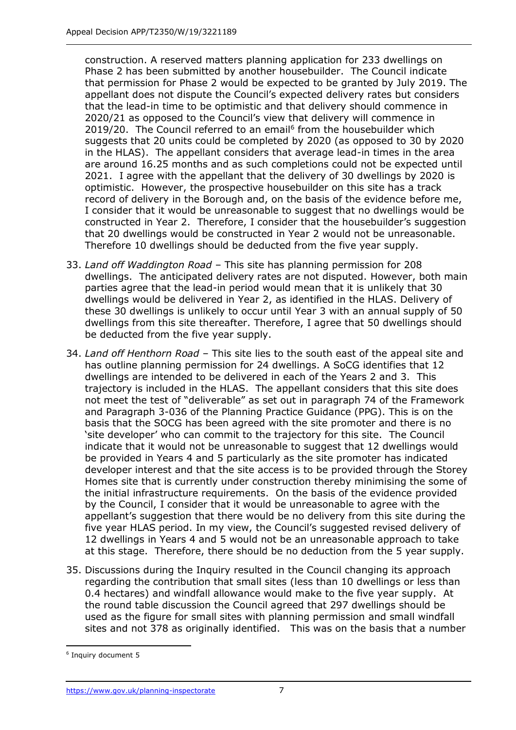construction. A reserved matters planning application for 233 dwellings on Phase 2 has been submitted by another housebuilder. The Council indicate that permission for Phase 2 would be expected to be granted by July 2019. The appellant does not dispute the Council's expected delivery rates but considers that the lead-in time to be optimistic and that delivery should commence in 2020/21 as opposed to the Council's view that delivery will commence in 2019/20. The Council referred to an email[6] from the housebuilder which suggests that 20 units could be completed by 2020 (as opposed to 30 by 2020 in the HLAS). The appellant considers that average lead-in times in the area are around 16.25 months and as such completions could not be expected until 2021. I agree with the appellant that the delivery of 30 dwellings by 2020 is optimistic. However, the prospective housebuilder on this site has a track record of delivery in the Borough and, on the basis of the evidence before me, I consider that it would be unreasonable to suggest that no dwellings would be constructed in Year 2. Therefore, I consider that the housebuilder's suggestion that 20 dwellings would be constructed in Year 2 would not be unreasonable. Therefore 10 dwellings should be deducted from the five year supply.

33. *Land off Waddington Road* – This site has planning permission for 208 dwellings. The anticipated delivery rates are not disputed. However, both main parties agree that the lead-in period would mean that it is unlikely that 30 dwellings would be delivered in Year 2, as identified in the HLAS. Delivery of these 30 dwellings is unlikely to occur until Year 3 with an annual supply of 50 dwellings from this site thereafter. Therefore, I agree that 50 dwellings should be deducted from the five year supply.

34. *Land off Henthorn Road* – This site lies to the south east of the appeal site and has outline planning permission for 24 dwellings. A SoCG identifies that 12 dwellings are intended to be delivered in each of the Years 2 and 3. This trajectory is included in the HLAS. The appellant considers that this site does not meet the test of "deliverable" as set out in paragraph 74 of the Framework and Paragraph 3-036 of the Planning Practice Guidance (PPG). This is on the basis that the SOCG has been agreed with the site promoter and there is no 'site developer' who can commit to the trajectory for this site. The Council indicate that it would not be unreasonable to suggest that 12 dwellings would be provided in Years 4 and 5 particularly as the site promoter has indicated developer interest and that the site access is to be provided through the Storey Homes site that is currently under construction thereby minimising the some of the initial infrastructure requirements. On the basis of the evidence provided by the Council, I consider that it would be unreasonable to agree with the appellant's suggestion that there would be no delivery from this site during the five year HLAS period. In my view, the Council's suggested revised delivery of 12 dwellings in Years 4 and 5 would not be an unreasonable approach to take at this stage. Therefore, there should be no deduction from the 5 year supply.

35. Discussions during the Inquiry resulted in the Council changing its approach regarding the contribution that small sites (less than 10 dwellings or less than 0.4 hectares) and windfall allowance would make to the five year supply. At the round table discussion the Council agreed that 297 dwellings should be used as the figure for small sites with planning permission and small windfall sites and not 378 as originally identified. This was on the basis that a number

[6] Inquiry document 5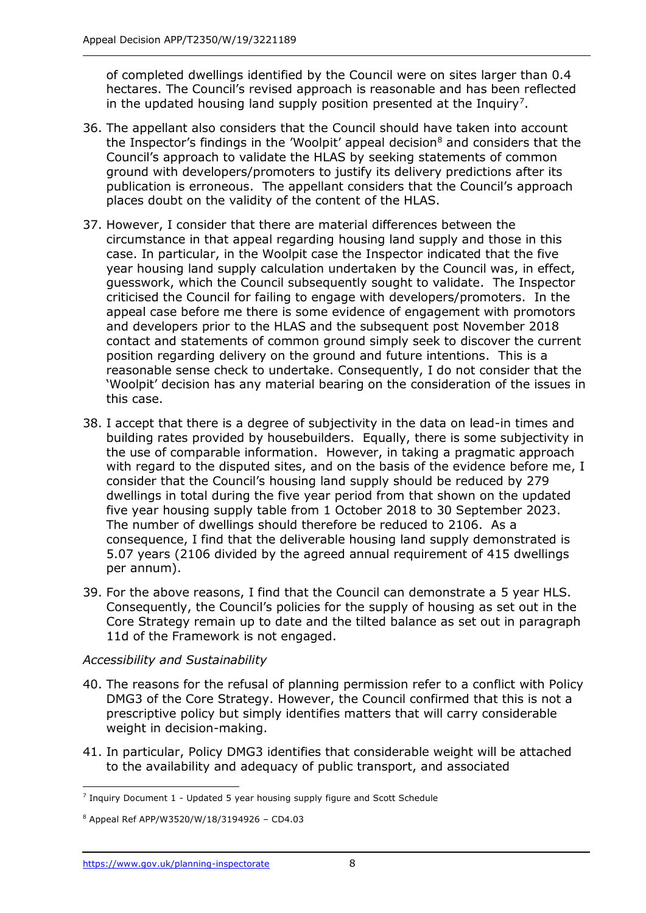of completed dwellings identified by the Council were on sites larger than 0.4 hectares. The Council's revised approach is reasonable and has been reflected in the updated housing land supply position presented at the Inquiry[7].

36. The appellant also considers that the Council should have taken into account the Inspector's findings in the 'Woolpit' appeal decision[8] and considers that the Council's approach to validate the HLAS by seeking statements of common ground with developers/promoters to justify its delivery predictions after its publication is erroneous. The appellant considers that the Council's approach places doubt on the validity of the content of the HLAS.

37. However, I consider that there are material differences between the circumstance in that appeal regarding housing land supply and those in this case. In particular, in the Woolpit case the Inspector indicated that the five year housing land supply calculation undertaken by the Council was, in effect, guesswork, which the Council subsequently sought to validate. The Inspector criticised the Council for failing to engage with developers/promoters. In the appeal case before me there is some evidence of engagement with promotors and developers prior to the HLAS and the subsequent post November 2018 contact and statements of common ground simply seek to discover the current position regarding delivery on the ground and future intentions. This is a reasonable sense check to undertake. Consequently, I do not consider that the 'Woolpit' decision has any material bearing on the consideration of the issues in this case.

38. I accept that there is a degree of subjectivity in the data on lead-in times and building rates provided by housebuilders. Equally, there is some subjectivity in the use of comparable information. However, in taking a pragmatic approach with regard to the disputed sites, and on the basis of the evidence before me, I consider that the Council's housing land supply should be reduced by 279 dwellings in total during the five year period from that shown on the updated five year housing supply table from 1 October 2018 to 30 September 2023. The number of dwellings should therefore be reduced to 2106. As a consequence, I find that the deliverable housing land supply demonstrated is 5.07 years (2106 divided by the agreed annual requirement of 415 dwellings per annum).

39. For the above reasons, I find that the Council can demonstrate a 5 year HLS. Consequently, the Council's policies for the supply of housing as set out in the Core Strategy remain up to date and the tilted balance as set out in paragraph 11d of the Framework is not engaged.

*Accessibility and Sustainability*

40. The reasons for the refusal of planning permission refer to a conflict with Policy DMG3 of the Core Strategy. However, the Council confirmed that this is not a prescriptive policy but simply identifies matters that will carry considerable weight in decision-making.

41. In particular, Policy DMG3 identifies that considerable weight will be attached to the availability and adequacy of public transport, and associated

---

[7] Inquiry Document 1 - Updated 5 year housing supply figure and Scott Schedule

[8] Appeal Ref APP/W3520/W/18/3194926 – CD4.03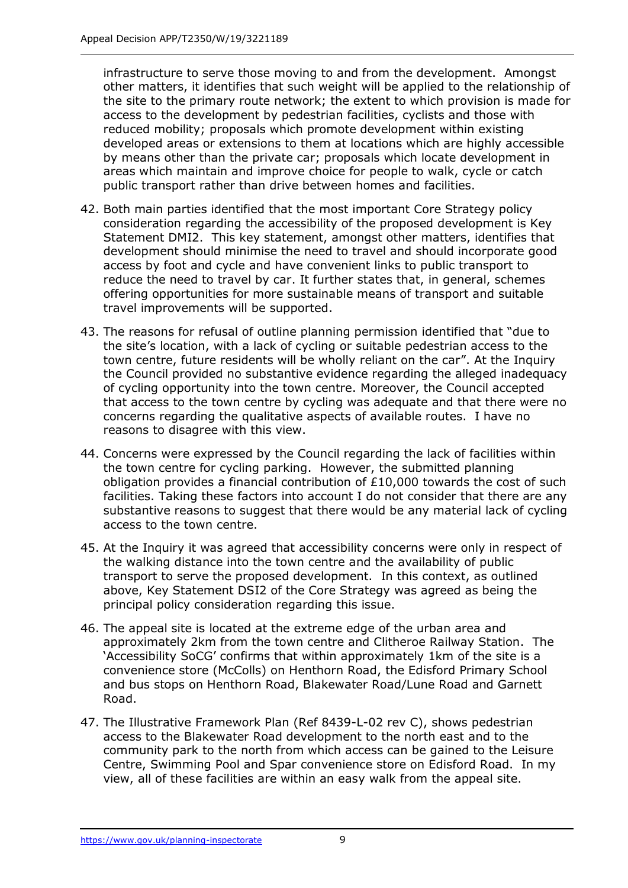infrastructure to serve those moving to and from the development. Amongst other matters, it identifies that such weight will be applied to the relationship of the site to the primary route network; the extent to which provision is made for access to the development by pedestrian facilities, cyclists and those with reduced mobility; proposals which promote development within existing developed areas or extensions to them at locations which are highly accessible by means other than the private car; proposals which locate development in areas which maintain and improve choice for people to walk, cycle or catch public transport rather than drive between homes and facilities.

42. Both main parties identified that the most important Core Strategy policy consideration regarding the accessibility of the proposed development is Key Statement DMI2. This key statement, amongst other matters, identifies that development should minimise the need to travel and should incorporate good access by foot and cycle and have convenient links to public transport to reduce the need to travel by car. It further states that, in general, schemes offering opportunities for more sustainable means of transport and suitable travel improvements will be supported.

43. The reasons for refusal of outline planning permission identified that "due to the site's location, with a lack of cycling or suitable pedestrian access to the town centre, future residents will be wholly reliant on the car". At the Inquiry the Council provided no substantive evidence regarding the alleged inadequacy of cycling opportunity into the town centre. Moreover, the Council accepted that access to the town centre by cycling was adequate and that there were no concerns regarding the qualitative aspects of available routes. I have no reasons to disagree with this view.

44. Concerns were expressed by the Council regarding the lack of facilities within the town centre for cycling parking. However, the submitted planning obligation provides a financial contribution of £10,000 towards the cost of such facilities. Taking these factors into account I do not consider that there are any substantive reasons to suggest that there would be any material lack of cycling access to the town centre.

45. At the Inquiry it was agreed that accessibility concerns were only in respect of the walking distance into the town centre and the availability of public transport to serve the proposed development. In this context, as outlined above, Key Statement DSI2 of the Core Strategy was agreed as being the principal policy consideration regarding this issue.

46. The appeal site is located at the extreme edge of the urban area and approximately 2km from the town centre and Clitheroe Railway Station. The 'Accessibility SoCG' confirms that within approximately 1km of the site is a convenience store (McColls) on Henthorn Road, the Edisford Primary School and bus stops on Henthorn Road, Blakewater Road/Lune Road and Garnett Road.

47. The Illustrative Framework Plan (Ref 8439-L-02 rev C), shows pedestrian access to the Blakewater Road development to the north east and to the community park to the north from which access can be gained to the Leisure Centre, Swimming Pool and Spar convenience store on Edisford Road. In my view, all of these facilities are within an easy walk from the appeal site.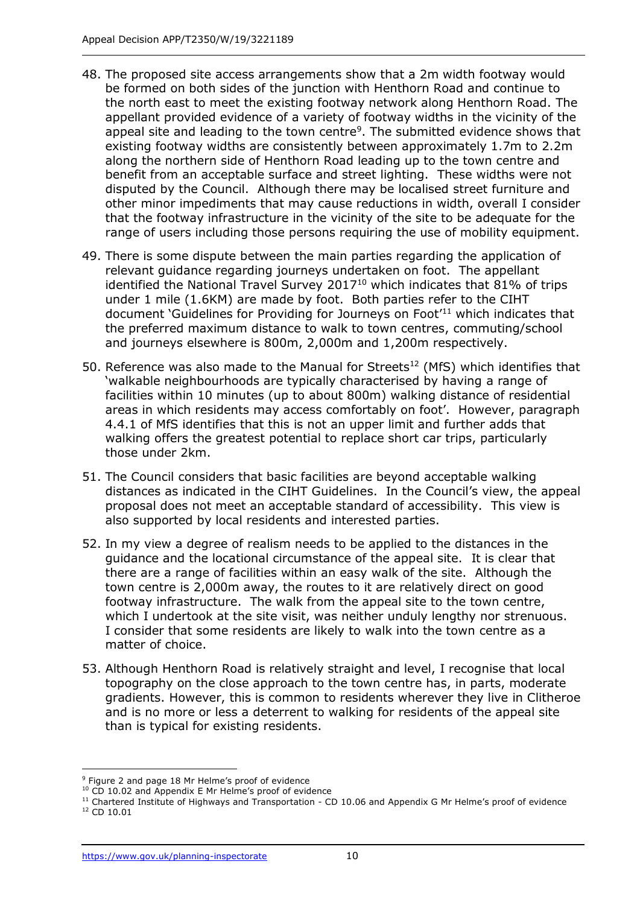48. The proposed site access arrangements show that a 2m width footway would be formed on both sides of the junction with Henthorn Road and continue to the north east to meet the existing footway network along Henthorn Road. The appellant provided evidence of a variety of footway widths in the vicinity of the appeal site and leading to the town centre[9]. The submitted evidence shows that existing footway widths are consistently between approximately 1.7m to 2.2m along the northern side of Henthorn Road leading up to the town centre and benefit from an acceptable surface and street lighting. These widths were not disputed by the Council. Although there may be localised street furniture and other minor impediments that may cause reductions in width, overall I consider that the footway infrastructure in the vicinity of the site to be adequate for the range of users including those persons requiring the use of mobility equipment.

49. There is some dispute between the main parties regarding the application of relevant guidance regarding journeys undertaken on foot. The appellant identified the National Travel Survey 2017[10] which indicates that 81% of trips under 1 mile (1.6KM) are made by foot. Both parties refer to the CIHT document 'Guidelines for Providing for Journeys on Foot'[11] which indicates that the preferred maximum distance to walk to town centres, commuting/school and journeys elsewhere is 800m, 2,000m and 1,200m respectively.

50. Reference was also made to the Manual for Streets[12] (MfS) which identifies that 'walkable neighbourhoods are typically characterised by having a range of facilities within 10 minutes (up to about 800m) walking distance of residential areas in which residents may access comfortably on foot'. However, paragraph 4.4.1 of MfS identifies that this is not an upper limit and further adds that walking offers the greatest potential to replace short car trips, particularly those under 2km.

51. The Council considers that basic facilities are beyond acceptable walking distances as indicated in the CIHT Guidelines. In the Council's view, the appeal proposal does not meet an acceptable standard of accessibility. This view is also supported by local residents and interested parties.

52. In my view a degree of realism needs to be applied to the distances in the guidance and the locational circumstance of the appeal site. It is clear that there are a range of facilities within an easy walk of the site. Although the town centre is 2,000m away, the routes to it are relatively direct on good footway infrastructure. The walk from the appeal site to the town centre, which I undertook at the site visit, was neither unduly lengthy nor strenuous. I consider that some residents are likely to walk into the town centre as a matter of choice.

53. Although Henthorn Road is relatively straight and level, I recognise that local topography on the close approach to the town centre has, in parts, moderate gradients. However, this is common to residents wherever they live in Clitheroe and is no more or less a deterrent to walking for residents of the appeal site than is typical for existing residents.

---

[9] Figure 2 and page 18 Mr Helme's proof of evidence

[10] CD 10.02 and Appendix E Mr Helme's proof of evidence

[11] Chartered Institute of Highways and Transportation - CD 10.06 and Appendix G Mr Helme's proof of evidence

[12] CD 10.01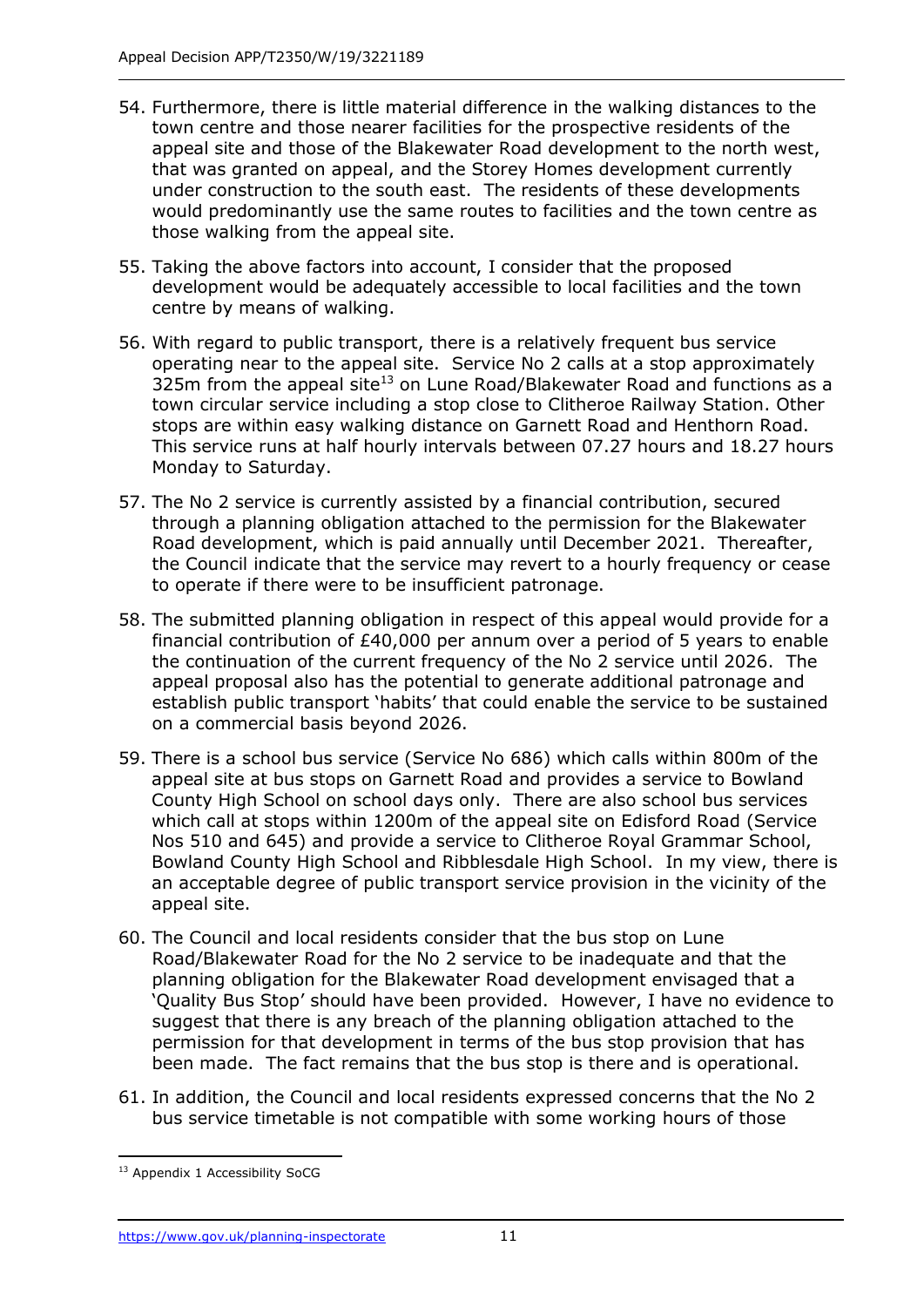54. Furthermore, there is little material difference in the walking distances to the town centre and those nearer facilities for the prospective residents of the appeal site and those of the Blakewater Road development to the north west, that was granted on appeal, and the Storey Homes development currently under construction to the south east. The residents of these developments would predominantly use the same routes to facilities and the town centre as those walking from the appeal site.

55. Taking the above factors into account, I consider that the proposed development would be adequately accessible to local facilities and the town centre by means of walking.

56. With regard to public transport, there is a relatively frequent bus service operating near to the appeal site. Service No 2 calls at a stop approximately 325m from the appeal site[13] on Lune Road/Blakewater Road and functions as a town circular service including a stop close to Clitheroe Railway Station. Other stops are within easy walking distance on Garnett Road and Henthorn Road. This service runs at half hourly intervals between 07.27 hours and 18.27 hours Monday to Saturday.

57. The No 2 service is currently assisted by a financial contribution, secured through a planning obligation attached to the permission for the Blakewater Road development, which is paid annually until December 2021. Thereafter, the Council indicate that the service may revert to a hourly frequency or cease to operate if there were to be insufficient patronage.

58. The submitted planning obligation in respect of this appeal would provide for a financial contribution of £40,000 per annum over a period of 5 years to enable the continuation of the current frequency of the No 2 service until 2026. The appeal proposal also has the potential to generate additional patronage and establish public transport 'habits' that could enable the service to be sustained on a commercial basis beyond 2026.

59. There is a school bus service (Service No 686) which calls within 800m of the appeal site at bus stops on Garnett Road and provides a service to Bowland County High School on school days only. There are also school bus services which call at stops within 1200m of the appeal site on Edisford Road (Service Nos 510 and 645) and provide a service to Clitheroe Royal Grammar School, Bowland County High School and Ribblesdale High School. In my view, there is an acceptable degree of public transport service provision in the vicinity of the appeal site.

60. The Council and local residents consider that the bus stop on Lune Road/Blakewater Road for the No 2 service to be inadequate and that the planning obligation for the Blakewater Road development envisaged that a 'Quality Bus Stop' should have been provided. However, I have no evidence to suggest that there is any breach of the planning obligation attached to the permission for that development in terms of the bus stop provision that has been made. The fact remains that the bus stop is there and is operational.

61. In addition, the Council and local residents expressed concerns that the No 2 bus service timetable is not compatible with some working hours of those

[13] Appendix 1 Accessibility SoCG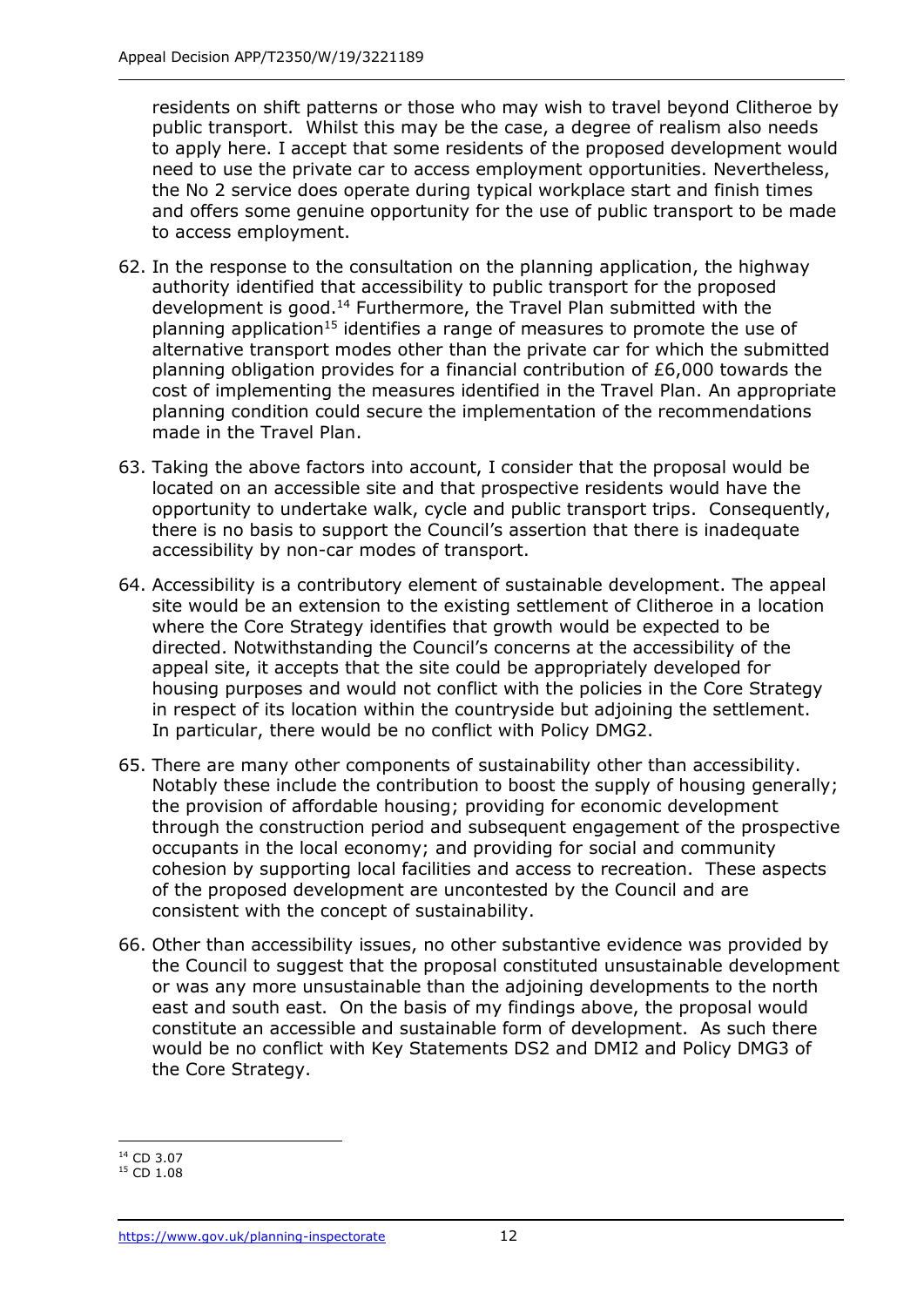residents on shift patterns or those who may wish to travel beyond Clitheroe by public transport. Whilst this may be the case, a degree of realism also needs to apply here. I accept that some residents of the proposed development would need to use the private car to access employment opportunities. Nevertheless, the No 2 service does operate during typical workplace start and finish times and offers some genuine opportunity for the use of public transport to be made to access employment.

62. In the response to the consultation on the planning application, the highway authority identified that accessibility to public transport for the proposed development is good.[14] Furthermore, the Travel Plan submitted with the planning application[15] identifies a range of measures to promote the use of alternative transport modes other than the private car for which the submitted planning obligation provides for a financial contribution of £6,000 towards the cost of implementing the measures identified in the Travel Plan. An appropriate planning condition could secure the implementation of the recommendations made in the Travel Plan.

63. Taking the above factors into account, I consider that the proposal would be located on an accessible site and that prospective residents would have the opportunity to undertake walk, cycle and public transport trips. Consequently, there is no basis to support the Council's assertion that there is inadequate accessibility by non-car modes of transport.

64. Accessibility is a contributory element of sustainable development. The appeal site would be an extension to the existing settlement of Clitheroe in a location where the Core Strategy identifies that growth would be expected to be directed. Notwithstanding the Council's concerns at the accessibility of the appeal site, it accepts that the site could be appropriately developed for housing purposes and would not conflict with the policies in the Core Strategy in respect of its location within the countryside but adjoining the settlement. In particular, there would be no conflict with Policy DMG2.

65. There are many other components of sustainability other than accessibility. Notably these include the contribution to boost the supply of housing generally; the provision of affordable housing; providing for economic development through the construction period and subsequent engagement of the prospective occupants in the local economy; and providing for social and community cohesion by supporting local facilities and access to recreation. These aspects of the proposed development are uncontested by the Council and are consistent with the concept of sustainability.

66. Other than accessibility issues, no other substantive evidence was provided by the Council to suggest that the proposal constituted unsustainable development or was any more unsustainable than the adjoining developments to the north east and south east. On the basis of my findings above, the proposal would constitute an accessible and sustainable form of development. As such there would be no conflict with Key Statements DS2 and DMI2 and Policy DMG3 of the Core Strategy.

---

[14] CD 3.07

[15] CD 1.08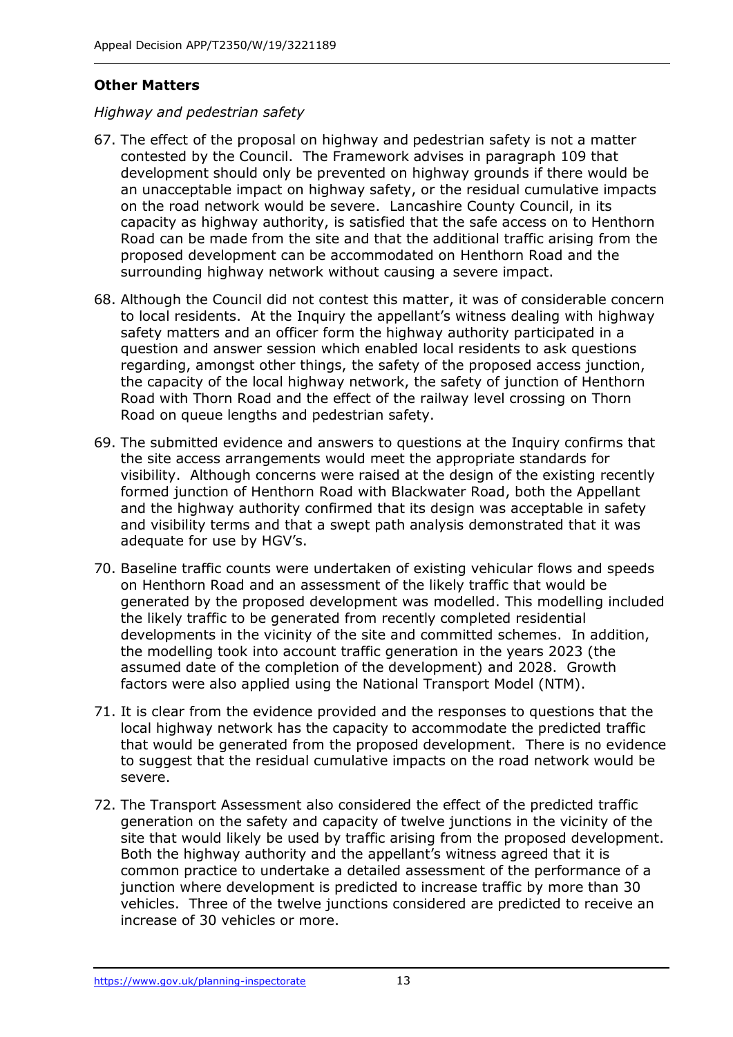**Other Matters**

*Highway and pedestrian safety*

67. The effect of the proposal on highway and pedestrian safety is not a matter contested by the Council. The Framework advises in paragraph 109 that development should only be prevented on highway grounds if there would be an unacceptable impact on highway safety, or the residual cumulative impacts on the road network would be severe. Lancashire County Council, in its capacity as highway authority, is satisfied that the safe access on to Henthorn Road can be made from the site and that the additional traffic arising from the proposed development can be accommodated on Henthorn Road and the surrounding highway network without causing a severe impact.

68. Although the Council did not contest this matter, it was of considerable concern to local residents. At the Inquiry the appellant's witness dealing with highway safety matters and an officer form the highway authority participated in a question and answer session which enabled local residents to ask questions regarding, amongst other things, the safety of the proposed access junction, the capacity of the local highway network, the safety of junction of Henthorn Road with Thorn Road and the effect of the railway level crossing on Thorn Road on queue lengths and pedestrian safety.

69. The submitted evidence and answers to questions at the Inquiry confirms that the site access arrangements would meet the appropriate standards for visibility. Although concerns were raised at the design of the existing recently formed junction of Henthorn Road with Blackwater Road, both the Appellant and the highway authority confirmed that its design was acceptable in safety and visibility terms and that a swept path analysis demonstrated that it was adequate for use by HGV's.

70. Baseline traffic counts were undertaken of existing vehicular flows and speeds on Henthorn Road and an assessment of the likely traffic that would be generated by the proposed development was modelled. This modelling included the likely traffic to be generated from recently completed residential developments in the vicinity of the site and committed schemes. In addition, the modelling took into account traffic generation in the years 2023 (the assumed date of the completion of the development) and 2028. Growth factors were also applied using the National Transport Model (NTM).

71. It is clear from the evidence provided and the responses to questions that the local highway network has the capacity to accommodate the predicted traffic that would be generated from the proposed development. There is no evidence to suggest that the residual cumulative impacts on the road network would be severe.

72. The Transport Assessment also considered the effect of the predicted traffic generation on the safety and capacity of twelve junctions in the vicinity of the site that would likely be used by traffic arising from the proposed development. Both the highway authority and the appellant's witness agreed that it is common practice to undertake a detailed assessment of the performance of a junction where development is predicted to increase traffic by more than 30 vehicles. Three of the twelve junctions considered are predicted to receive an increase of 30 vehicles or more.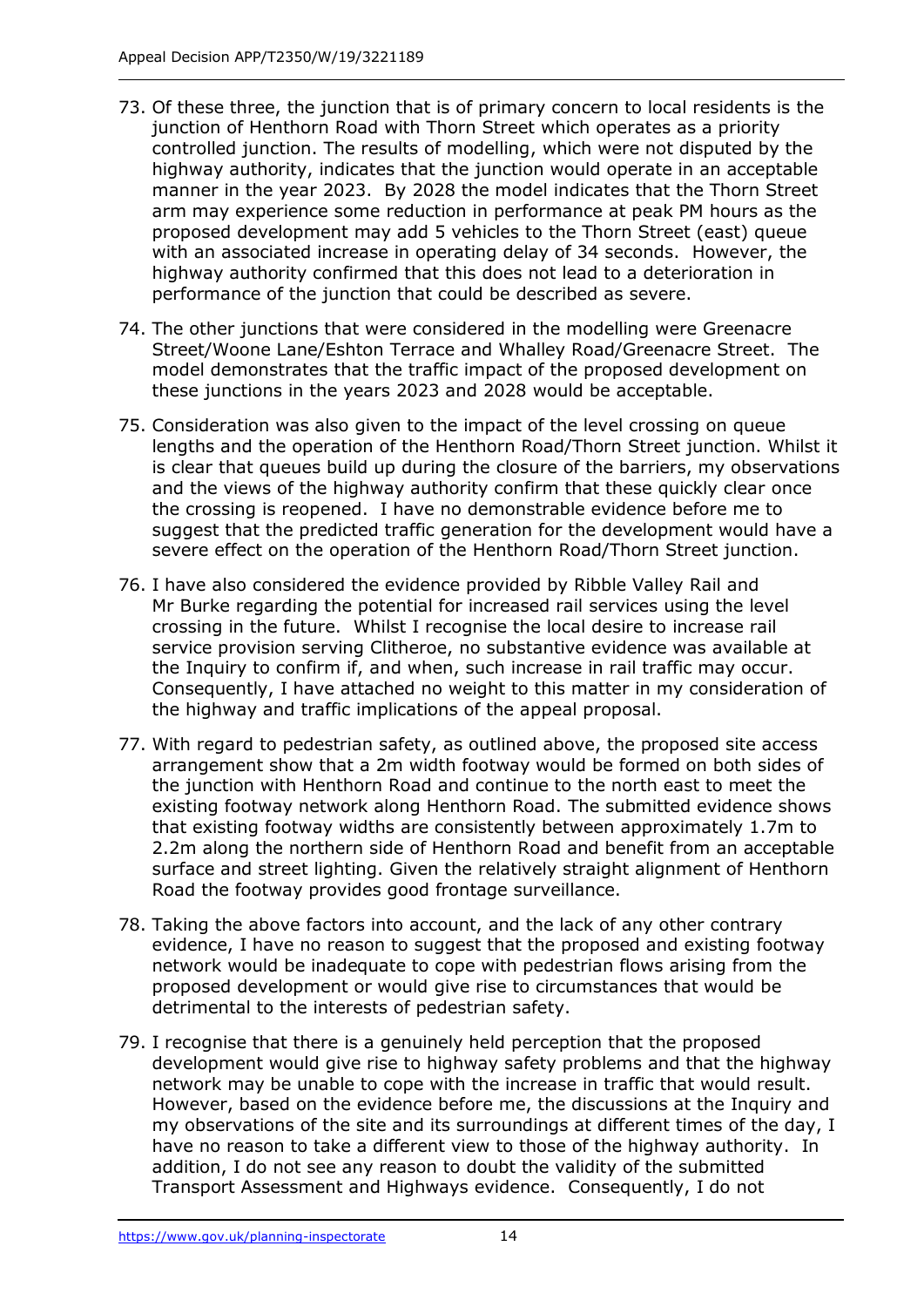73. Of these three, the junction that is of primary concern to local residents is the junction of Henthorn Road with Thorn Street which operates as a priority controlled junction. The results of modelling, which were not disputed by the highway authority, indicates that the junction would operate in an acceptable manner in the year 2023. By 2028 the model indicates that the Thorn Street arm may experience some reduction in performance at peak PM hours as the proposed development may add 5 vehicles to the Thorn Street (east) queue with an associated increase in operating delay of 34 seconds. However, the highway authority confirmed that this does not lead to a deterioration in performance of the junction that could be described as severe.

74. The other junctions that were considered in the modelling were Greenacre Street/Woone Lane/Eshton Terrace and Whalley Road/Greenacre Street. The model demonstrates that the traffic impact of the proposed development on these junctions in the years 2023 and 2028 would be acceptable.

75. Consideration was also given to the impact of the level crossing on queue lengths and the operation of the Henthorn Road/Thorn Street junction. Whilst it is clear that queues build up during the closure of the barriers, my observations and the views of the highway authority confirm that these quickly clear once the crossing is reopened. I have no demonstrable evidence before me to suggest that the predicted traffic generation for the development would have a severe effect on the operation of the Henthorn Road/Thorn Street junction.

76. I have also considered the evidence provided by Ribble Valley Rail and Mr Burke regarding the potential for increased rail services using the level crossing in the future. Whilst I recognise the local desire to increase rail service provision serving Clitheroe, no substantive evidence was available at the Inquiry to confirm if, and when, such increase in rail traffic may occur. Consequently, I have attached no weight to this matter in my consideration of the highway and traffic implications of the appeal proposal.

77. With regard to pedestrian safety, as outlined above, the proposed site access arrangement show that a 2m width footway would be formed on both sides of the junction with Henthorn Road and continue to the north east to meet the existing footway network along Henthorn Road. The submitted evidence shows that existing footway widths are consistently between approximately 1.7m to 2.2m along the northern side of Henthorn Road and benefit from an acceptable surface and street lighting. Given the relatively straight alignment of Henthorn Road the footway provides good frontage surveillance.

78. Taking the above factors into account, and the lack of any other contrary evidence, I have no reason to suggest that the proposed and existing footway network would be inadequate to cope with pedestrian flows arising from the proposed development or would give rise to circumstances that would be detrimental to the interests of pedestrian safety.

79. I recognise that there is a genuinely held perception that the proposed development would give rise to highway safety problems and that the highway network may be unable to cope with the increase in traffic that would result. However, based on the evidence before me, the discussions at the Inquiry and my observations of the site and its surroundings at different times of the day, I have no reason to take a different view to those of the highway authority. In addition, I do not see any reason to doubt the validity of the submitted Transport Assessment and Highways evidence. Consequently, I do not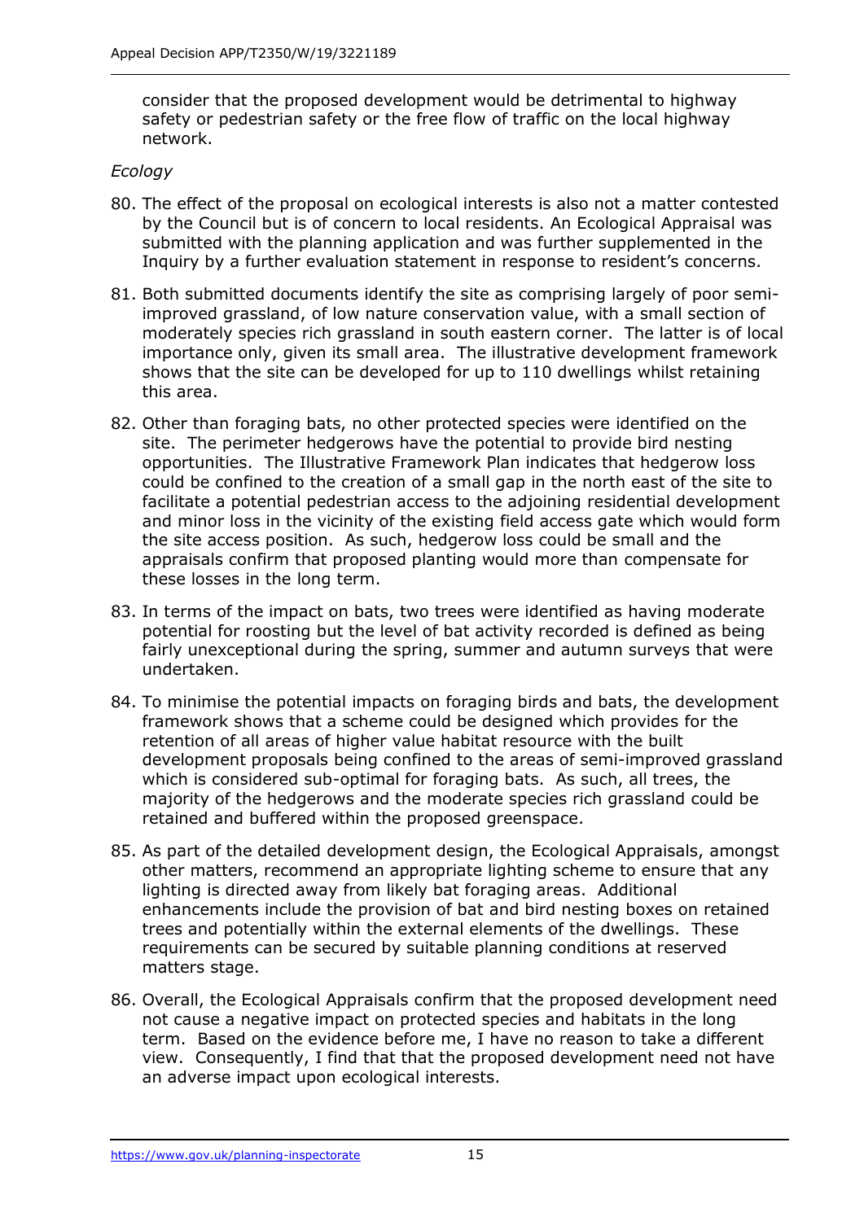consider that the proposed development would be detrimental to highway safety or pedestrian safety or the free flow of traffic on the local highway network.

*Ecology*

80. The effect of the proposal on ecological interests is also not a matter contested by the Council but is of concern to local residents. An Ecological Appraisal was submitted with the planning application and was further supplemented in the Inquiry by a further evaluation statement in response to resident's concerns.

81. Both submitted documents identify the site as comprising largely of poor semi-improved grassland, of low nature conservation value, with a small section of moderately species rich grassland in south eastern corner. The latter is of local importance only, given its small area. The illustrative development framework shows that the site can be developed for up to 110 dwellings whilst retaining this area.

82. Other than foraging bats, no other protected species were identified on the site. The perimeter hedgerows have the potential to provide bird nesting opportunities. The Illustrative Framework Plan indicates that hedgerow loss could be confined to the creation of a small gap in the north east of the site to facilitate a potential pedestrian access to the adjoining residential development and minor loss in the vicinity of the existing field access gate which would form the site access position. As such, hedgerow loss could be small and the appraisals confirm that proposed planting would more than compensate for these losses in the long term.

83. In terms of the impact on bats, two trees were identified as having moderate potential for roosting but the level of bat activity recorded is defined as being fairly unexceptional during the spring, summer and autumn surveys that were undertaken.

84. To minimise the potential impacts on foraging birds and bats, the development framework shows that a scheme could be designed which provides for the retention of all areas of higher value habitat resource with the built development proposals being confined to the areas of semi-improved grassland which is considered sub-optimal for foraging bats. As such, all trees, the majority of the hedgerows and the moderate species rich grassland could be retained and buffered within the proposed greenspace.

85. As part of the detailed development design, the Ecological Appraisals, amongst other matters, recommend an appropriate lighting scheme to ensure that any lighting is directed away from likely bat foraging areas. Additional enhancements include the provision of bat and bird nesting boxes on retained trees and potentially within the external elements of the dwellings. These requirements can be secured by suitable planning conditions at reserved matters stage.

86. Overall, the Ecological Appraisals confirm that the proposed development need not cause a negative impact on protected species and habitats in the long term. Based on the evidence before me, I have no reason to take a different view. Consequently, I find that that the proposed development need not have an adverse impact upon ecological interests.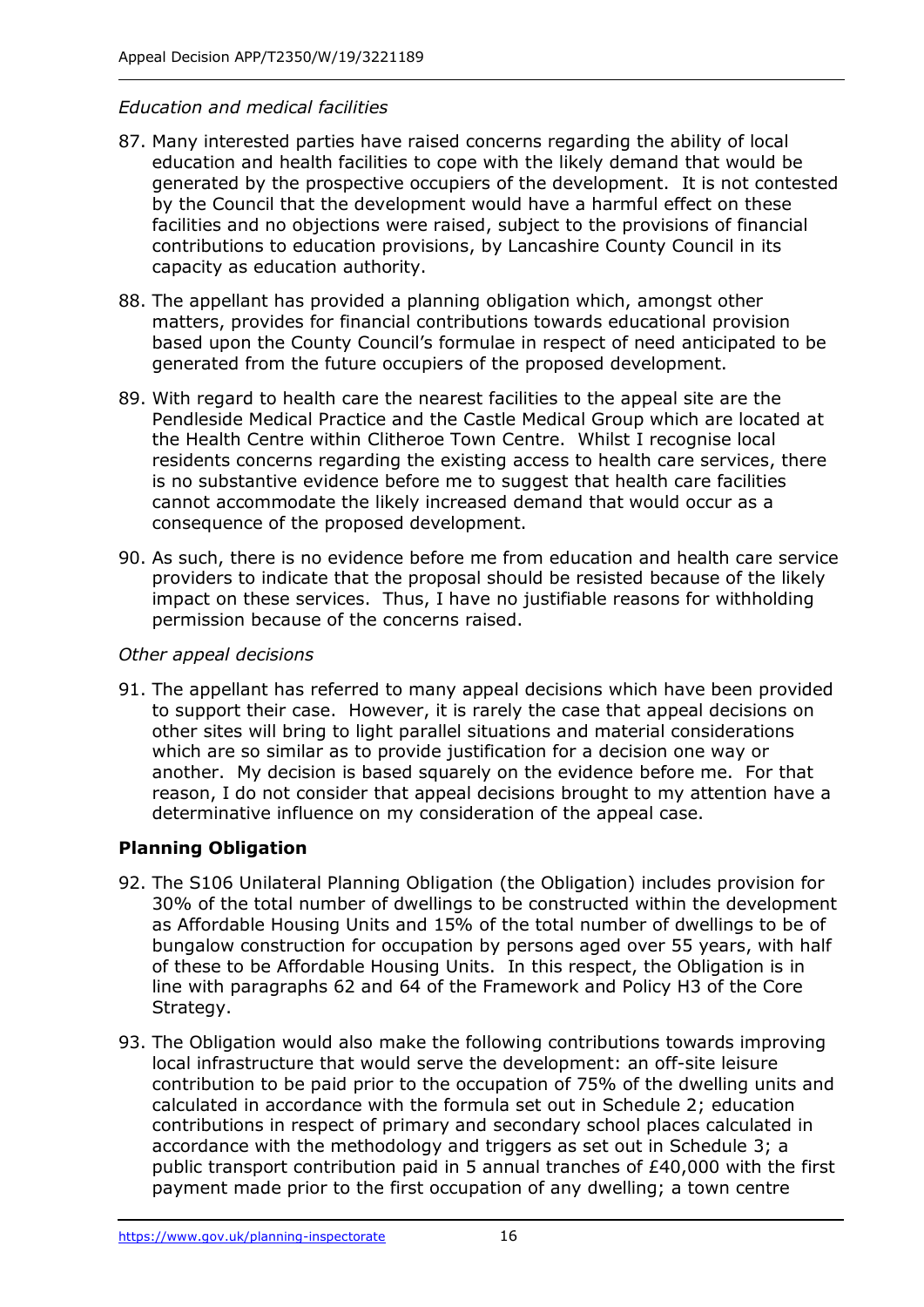*Education and medical facilities*

87. Many interested parties have raised concerns regarding the ability of local education and health facilities to cope with the likely demand that would be generated by the prospective occupiers of the development. It is not contested by the Council that the development would have a harmful effect on these facilities and no objections were raised, subject to the provisions of financial contributions to education provisions, by Lancashire County Council in its capacity as education authority.

88. The appellant has provided a planning obligation which, amongst other matters, provides for financial contributions towards educational provision based upon the County Council's formulae in respect of need anticipated to be generated from the future occupiers of the proposed development.

89. With regard to health care the nearest facilities to the appeal site are the Pendleside Medical Practice and the Castle Medical Group which are located at the Health Centre within Clitheroe Town Centre. Whilst I recognise local residents concerns regarding the existing access to health care services, there is no substantive evidence before me to suggest that health care facilities cannot accommodate the likely increased demand that would occur as a consequence of the proposed development.

90. As such, there is no evidence before me from education and health care service providers to indicate that the proposal should be resisted because of the likely impact on these services. Thus, I have no justifiable reasons for withholding permission because of the concerns raised.

*Other appeal decisions*

91. The appellant has referred to many appeal decisions which have been provided to support their case. However, it is rarely the case that appeal decisions on other sites will bring to light parallel situations and material considerations which are so similar as to provide justification for a decision one way or another. My decision is based squarely on the evidence before me. For that reason, I do not consider that appeal decisions brought to my attention have a determinative influence on my consideration of the appeal case.

## Planning Obligation

92. The S106 Unilateral Planning Obligation (the Obligation) includes provision for 30% of the total number of dwellings to be constructed within the development as Affordable Housing Units and 15% of the total number of dwellings to be of bungalow construction for occupation by persons aged over 55 years, with half of these to be Affordable Housing Units. In this respect, the Obligation is in line with paragraphs 62 and 64 of the Framework and Policy H3 of the Core Strategy.

93. The Obligation would also make the following contributions towards improving local infrastructure that would serve the development: an off-site leisure contribution to be paid prior to the occupation of 75% of the dwelling units and calculated in accordance with the formula set out in Schedule 2; education contributions in respect of primary and secondary school places calculated in accordance with the methodology and triggers as set out in Schedule 3; a public transport contribution paid in 5 annual tranches of £40,000 with the first payment made prior to the first occupation of any dwelling; a town centre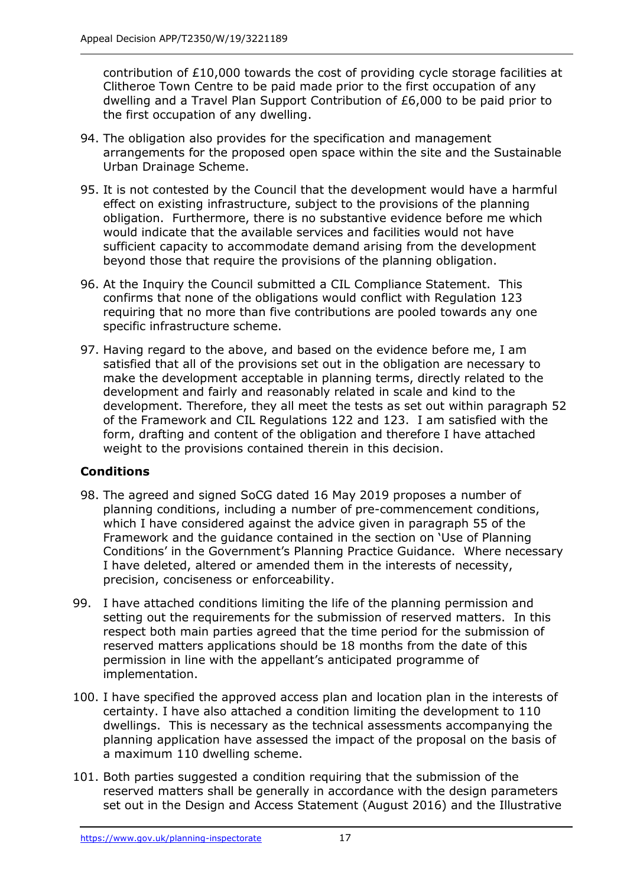contribution of £10,000 towards the cost of providing cycle storage facilities at Clitheroe Town Centre to be paid made prior to the first occupation of any dwelling and a Travel Plan Support Contribution of £6,000 to be paid prior to the first occupation of any dwelling.

94. The obligation also provides for the specification and management arrangements for the proposed open space within the site and the Sustainable Urban Drainage Scheme.

95. It is not contested by the Council that the development would have a harmful effect on existing infrastructure, subject to the provisions of the planning obligation. Furthermore, there is no substantive evidence before me which would indicate that the available services and facilities would not have sufficient capacity to accommodate demand arising from the development beyond those that require the provisions of the planning obligation.

96. At the Inquiry the Council submitted a CIL Compliance Statement. This confirms that none of the obligations would conflict with Regulation 123 requiring that no more than five contributions are pooled towards any one specific infrastructure scheme.

97. Having regard to the above, and based on the evidence before me, I am satisfied that all of the provisions set out in the obligation are necessary to make the development acceptable in planning terms, directly related to the development and fairly and reasonably related in scale and kind to the development. Therefore, they all meet the tests as set out within paragraph 52 of the Framework and CIL Regulations 122 and 123. I am satisfied with the form, drafting and content of the obligation and therefore I have attached weight to the provisions contained therein in this decision.

## Conditions

98. The agreed and signed SoCG dated 16 May 2019 proposes a number of planning conditions, including a number of pre-commencement conditions, which I have considered against the advice given in paragraph 55 of the Framework and the guidance contained in the section on 'Use of Planning Conditions' in the Government's Planning Practice Guidance. Where necessary I have deleted, altered or amended them in the interests of necessity, precision, conciseness or enforceability.

99. I have attached conditions limiting the life of the planning permission and setting out the requirements for the submission of reserved matters. In this respect both main parties agreed that the time period for the submission of reserved matters applications should be 18 months from the date of this permission in line with the appellant's anticipated programme of implementation.

100. I have specified the approved access plan and location plan in the interests of certainty. I have also attached a condition limiting the development to 110 dwellings. This is necessary as the technical assessments accompanying the planning application have assessed the impact of the proposal on the basis of a maximum 110 dwelling scheme.

101. Both parties suggested a condition requiring that the submission of the reserved matters shall be generally in accordance with the design parameters set out in the Design and Access Statement (August 2016) and the Illustrative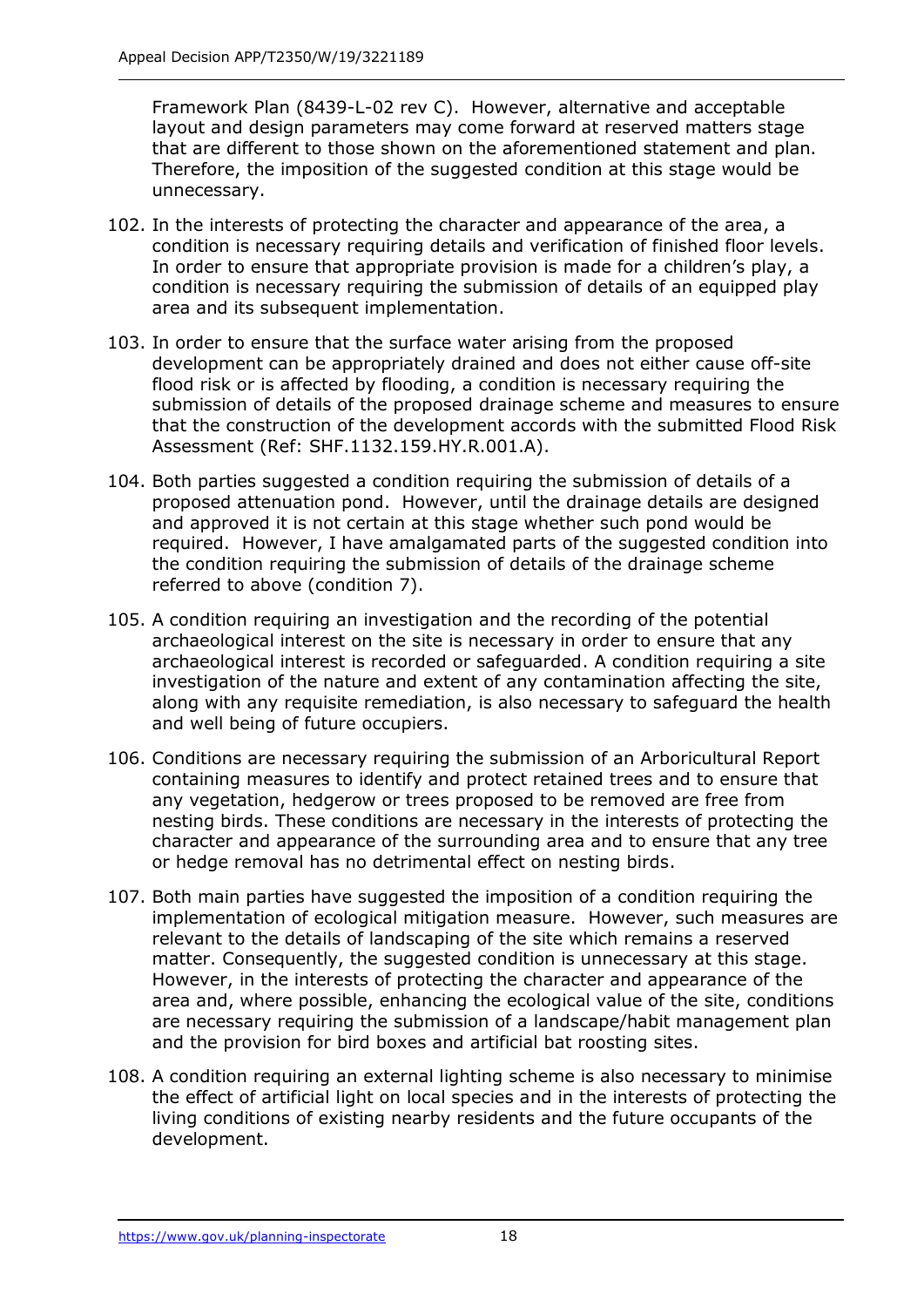Framework Plan (8439-L-02 rev C). However, alternative and acceptable layout and design parameters may come forward at reserved matters stage that are different to those shown on the aforementioned statement and plan. Therefore, the imposition of the suggested condition at this stage would be unnecessary.

102. In the interests of protecting the character and appearance of the area, a condition is necessary requiring details and verification of finished floor levels. In order to ensure that appropriate provision is made for a children's play, a condition is necessary requiring the submission of details of an equipped play area and its subsequent implementation.

103. In order to ensure that the surface water arising from the proposed development can be appropriately drained and does not either cause off-site flood risk or is affected by flooding, a condition is necessary requiring the submission of details of the proposed drainage scheme and measures to ensure that the construction of the development accords with the submitted Flood Risk Assessment (Ref: SHF.1132.159.HY.R.001.A).

104. Both parties suggested a condition requiring the submission of details of a proposed attenuation pond. However, until the drainage details are designed and approved it is not certain at this stage whether such pond would be required. However, I have amalgamated parts of the suggested condition into the condition requiring the submission of details of the drainage scheme referred to above (condition 7).

105. A condition requiring an investigation and the recording of the potential archaeological interest on the site is necessary in order to ensure that any archaeological interest is recorded or safeguarded. A condition requiring a site investigation of the nature and extent of any contamination affecting the site, along with any requisite remediation, is also necessary to safeguard the health and well being of future occupiers.

106. Conditions are necessary requiring the submission of an Arboricultural Report containing measures to identify and protect retained trees and to ensure that any vegetation, hedgerow or trees proposed to be removed are free from nesting birds. These conditions are necessary in the interests of protecting the character and appearance of the surrounding area and to ensure that any tree or hedge removal has no detrimental effect on nesting birds.

107. Both main parties have suggested the imposition of a condition requiring the implementation of ecological mitigation measure. However, such measures are relevant to the details of landscaping of the site which remains a reserved matter. Consequently, the suggested condition is unnecessary at this stage. However, in the interests of protecting the character and appearance of the area and, where possible, enhancing the ecological value of the site, conditions are necessary requiring the submission of a landscape/habit management plan and the provision for bird boxes and artificial bat roosting sites.

108. A condition requiring an external lighting scheme is also necessary to minimise the effect of artificial light on local species and in the interests of protecting the living conditions of existing nearby residents and the future occupants of the development.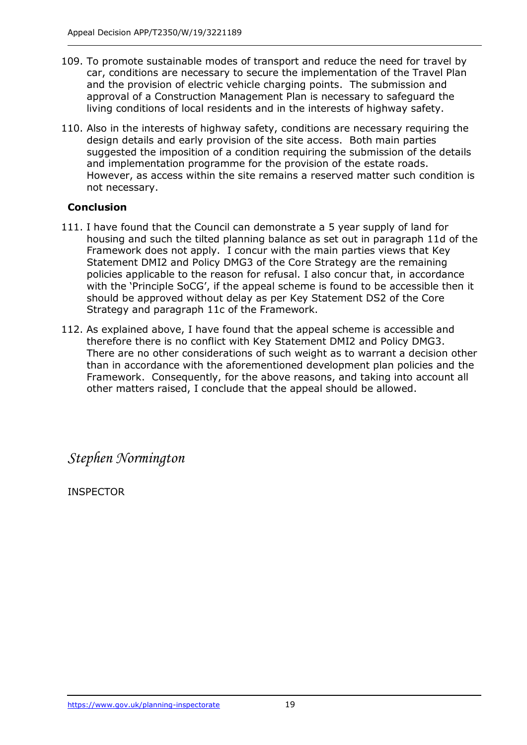109. To promote sustainable modes of transport and reduce the need for travel by car, conditions are necessary to secure the implementation of the Travel Plan and the provision of electric vehicle charging points. The submission and approval of a Construction Management Plan is necessary to safeguard the living conditions of local residents and in the interests of highway safety.

110. Also in the interests of highway safety, conditions are necessary requiring the design details and early provision of the site access. Both main parties suggested the imposition of a condition requiring the submission of the details and implementation programme for the provision of the estate roads. However, as access within the site remains a reserved matter such condition is not necessary.

**Conclusion**

111. I have found that the Council can demonstrate a 5 year supply of land for housing and such the tilted planning balance as set out in paragraph 11d of the Framework does not apply. I concur with the main parties views that Key Statement DMI2 and Policy DMG3 of the Core Strategy are the remaining policies applicable to the reason for refusal. I also concur that, in accordance with the 'Principle SoCG', if the appeal scheme is found to be accessible then it should be approved without delay as per Key Statement DS2 of the Core Strategy and paragraph 11c of the Framework.

112. As explained above, I have found that the appeal scheme is accessible and therefore there is no conflict with Key Statement DMI2 and Policy DMG3. There are no other considerations of such weight as to warrant a decision other than in accordance with the aforementioned development plan policies and the Framework. Consequently, for the above reasons, and taking into account all other matters raised, I conclude that the appeal should be allowed.

*Stephen Normington*

INSPECTOR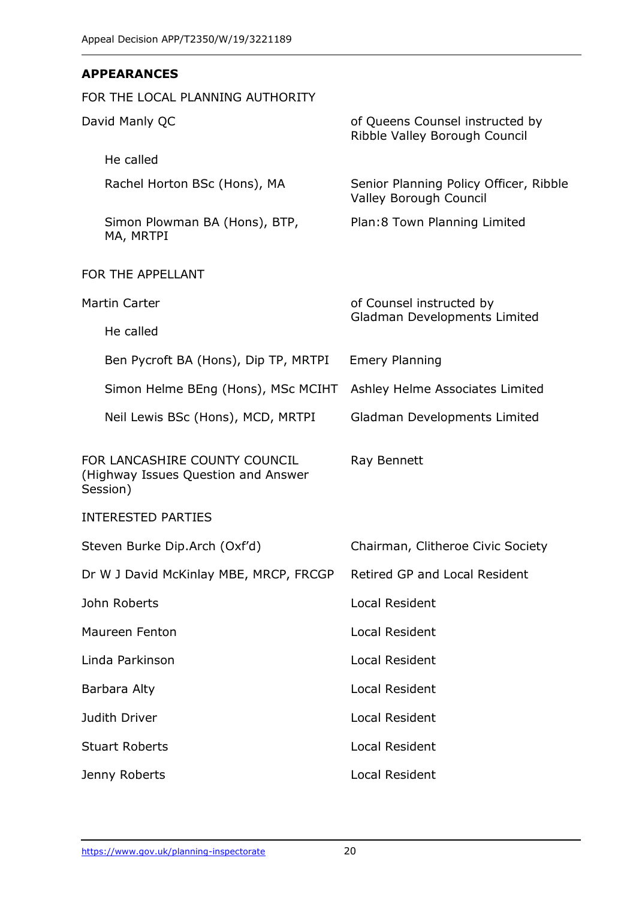## APPEARANCES

FOR THE LOCAL PLANNING AUTHORITY

| | |
|---|---|
| David Manly QC | of Queens Counsel instructed by Ribble Valley Borough Council |
| He called | |
| Rachel Horton BSc (Hons), MA | Senior Planning Policy Officer, Ribble Valley Borough Council |
| Simon Plowman BA (Hons), BTP, MA, MRTPI | Plan:8 Town Planning Limited |

FOR THE APPELLANT

| | |
|---|---|
| Martin Carter | of Counsel instructed by Gladman Developments Limited |
| He called | |
| Ben Pycroft BA (Hons), Dip TP, MRTPI | Emery Planning |
| Simon Helme BEng (Hons), MSc MCIHT | Ashley Helme Associates Limited |
| Neil Lewis BSc (Hons), MCD, MRTPI | Gladman Developments Limited |

| | |
|---|---|
| FOR LANCASHIRE COUNTY COUNCIL (Highway Issues Question and Answer Session) | Ray Bennett |

INTERESTED PARTIES

| | |
|---|---|
| Steven Burke Dip.Arch (Oxf'd) | Chairman, Clitheroe Civic Society |
| Dr W J David McKinlay MBE, MRCP, FRCGP | Retired GP and Local Resident |
| John Roberts | Local Resident |
| Maureen Fenton | Local Resident |
| Linda Parkinson | Local Resident |
| Barbara Alty | Local Resident |
| Judith Driver | Local Resident |
| Stuart Roberts | Local Resident |
| Jenny Roberts | Local Resident |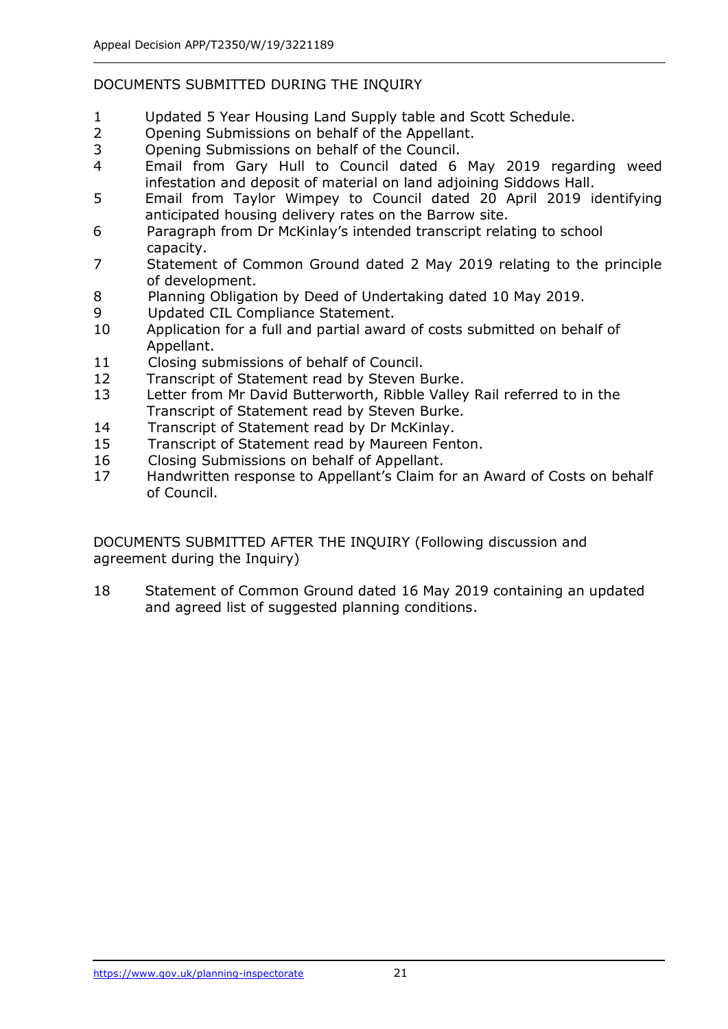DOCUMENTS SUBMITTED DURING THE INQUIRY

1. Updated 5 Year Housing Land Supply table and Scott Schedule.
2. Opening Submissions on behalf of the Appellant.
3. Opening Submissions on behalf of the Council.
4. Email from Gary Hull to Council dated 6 May 2019 regarding weed infestation and deposit of material on land adjoining Siddows Hall.
5. Email from Taylor Wimpey to Council dated 20 April 2019 identifying anticipated housing delivery rates on the Barrow site.
6. Paragraph from Dr McKinlay's intended transcript relating to school capacity.
7. Statement of Common Ground dated 2 May 2019 relating to the principle of development.
8. Planning Obligation by Deed of Undertaking dated 10 May 2019.
9. Updated CIL Compliance Statement.
10. Application for a full and partial award of costs submitted on behalf of Appellant.
11. Closing submissions of behalf of Council.
12. Transcript of Statement read by Steven Burke.
13. Letter from Mr David Butterworth, Ribble Valley Rail referred to in the Transcript of Statement read by Steven Burke.
14. Transcript of Statement read by Dr McKinlay.
15. Transcript of Statement read by Maureen Fenton.
16. Closing Submissions on behalf of Appellant.
17. Handwritten response to Appellant's Claim for an Award of Costs on behalf of Council.

DOCUMENTS SUBMITTED AFTER THE INQUIRY (Following discussion and agreement during the Inquiry)

18. Statement of Common Ground dated 16 May 2019 containing an updated and agreed list of suggested planning conditions.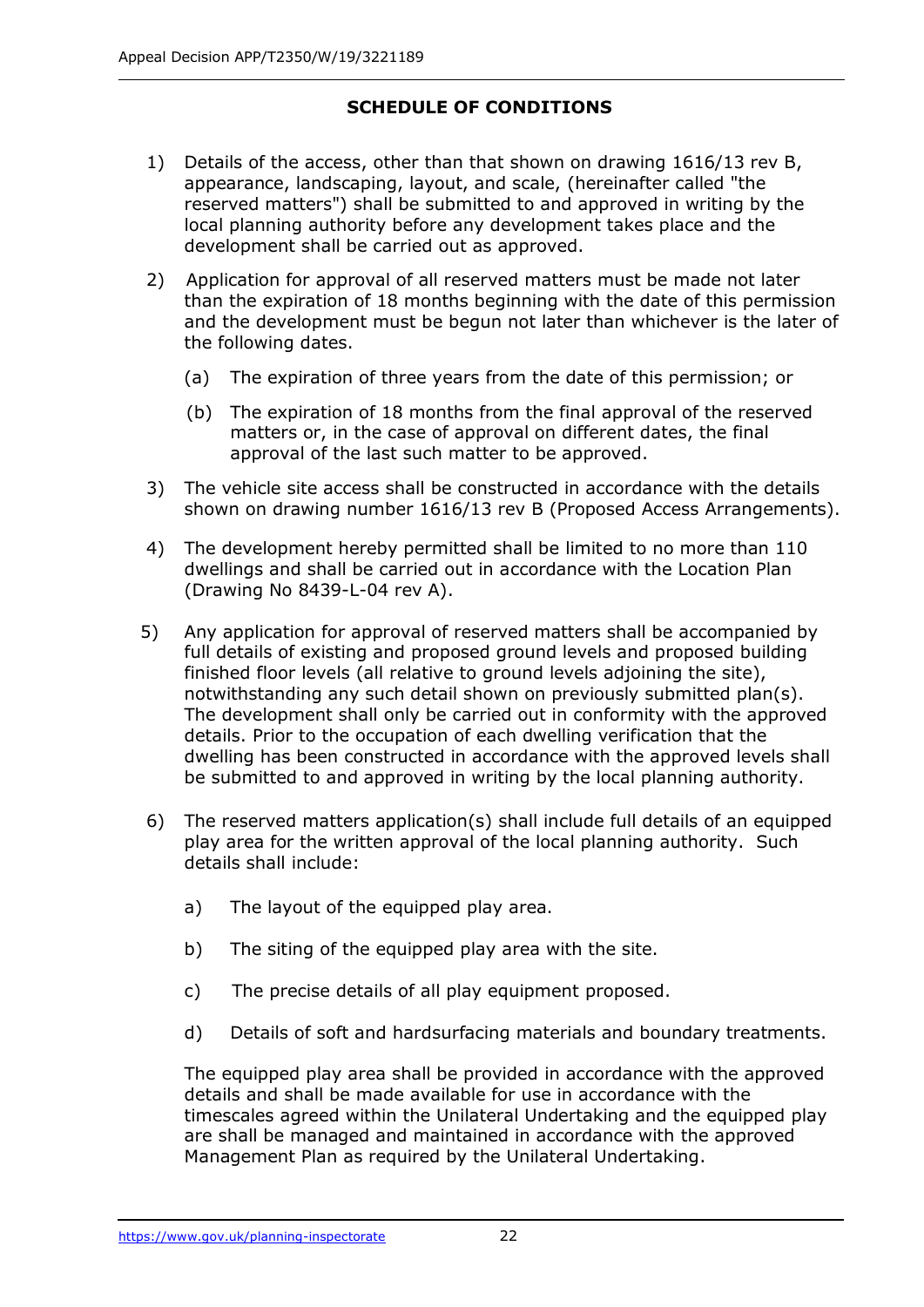## SCHEDULE OF CONDITIONS

1) Details of the access, other than that shown on drawing 1616/13 rev B, appearance, landscaping, layout, and scale, (hereinafter called "the reserved matters") shall be submitted to and approved in writing by the local planning authority before any development takes place and the development shall be carried out as approved.

2) Application for approval of all reserved matters must be made not later than the expiration of 18 months beginning with the date of this permission and the development must be begun not later than whichever is the later of the following dates.

   (a) The expiration of three years from the date of this permission; or

   (b) The expiration of 18 months from the final approval of the reserved matters or, in the case of approval on different dates, the final approval of the last such matter to be approved.

3) The vehicle site access shall be constructed in accordance with the details shown on drawing number 1616/13 rev B (Proposed Access Arrangements).

4) The development hereby permitted shall be limited to no more than 110 dwellings and shall be carried out in accordance with the Location Plan (Drawing No 8439-L-04 rev A).

5) Any application for approval of reserved matters shall be accompanied by full details of existing and proposed ground levels and proposed building finished floor levels (all relative to ground levels adjoining the site), notwithstanding any such detail shown on previously submitted plan(s). The development shall only be carried out in conformity with the approved details. Prior to the occupation of each dwelling verification that the dwelling has been constructed in accordance with the approved levels shall be submitted to and approved in writing by the local planning authority.

6) The reserved matters application(s) shall include full details of an equipped play area for the written approval of the local planning authority. Such details shall include:

   a) The layout of the equipped play area.

   b) The siting of the equipped play area with the site.

   c) The precise details of all play equipment proposed.

   d) Details of soft and hardsurfacing materials and boundary treatments.

   The equipped play area shall be provided in accordance with the approved details and shall be made available for use in accordance with the timescales agreed within the Unilateral Undertaking and the equipped play are shall be managed and maintained in accordance with the approved Management Plan as required by the Unilateral Undertaking.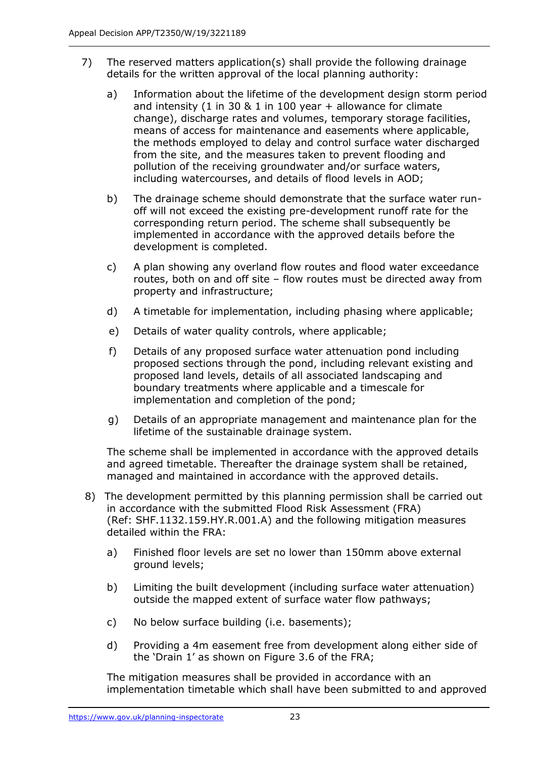7) The reserved matters application(s) shall provide the following drainage details for the written approval of the local planning authority:

   a) Information about the lifetime of the development design storm period and intensity (1 in 30 & 1 in 100 year + allowance for climate change), discharge rates and volumes, temporary storage facilities, means of access for maintenance and easements where applicable, the methods employed to delay and control surface water discharged from the site, and the measures taken to prevent flooding and pollution of the receiving groundwater and/or surface waters, including watercourses, and details of flood levels in AOD;

   b) The drainage scheme should demonstrate that the surface water run-off will not exceed the existing pre-development runoff rate for the corresponding return period. The scheme shall subsequently be implemented in accordance with the approved details before the development is completed.

   c) A plan showing any overland flow routes and flood water exceedance routes, both on and off site – flow routes must be directed away from property and infrastructure;

   d) A timetable for implementation, including phasing where applicable;

   e) Details of water quality controls, where applicable;

   f) Details of any proposed surface water attenuation pond including proposed sections through the pond, including relevant existing and proposed land levels, details of all associated landscaping and boundary treatments where applicable and a timescale for implementation and completion of the pond;

   g) Details of an appropriate management and maintenance plan for the lifetime of the sustainable drainage system.

   The scheme shall be implemented in accordance with the approved details and agreed timetable. Thereafter the drainage system shall be retained, managed and maintained in accordance with the approved details.

8) The development permitted by this planning permission shall be carried out in accordance with the submitted Flood Risk Assessment (FRA) (Ref: SHF.1132.159.HY.R.001.A) and the following mitigation measures detailed within the FRA:

   a) Finished floor levels are set no lower than 150mm above external ground levels;

   b) Limiting the built development (including surface water attenuation) outside the mapped extent of surface water flow pathways;

   c) No below surface building (i.e. basements);

   d) Providing a 4m easement free from development along either side of the 'Drain 1' as shown on Figure 3.6 of the FRA;

   The mitigation measures shall be provided in accordance with an implementation timetable which shall have been submitted to and approved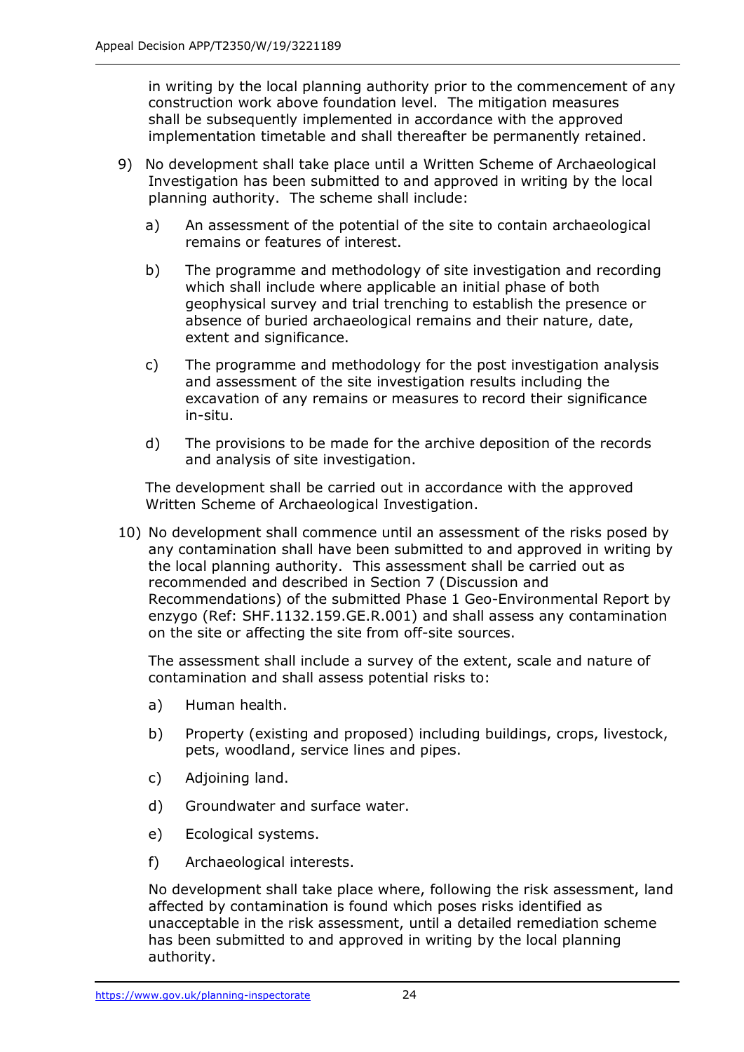in writing by the local planning authority prior to the commencement of any construction work above foundation level. The mitigation measures shall be subsequently implemented in accordance with the approved implementation timetable and shall thereafter be permanently retained.

9) No development shall take place until a Written Scheme of Archaeological Investigation has been submitted to and approved in writing by the local planning authority. The scheme shall include:

   a) An assessment of the potential of the site to contain archaeological remains or features of interest.

   b) The programme and methodology of site investigation and recording which shall include where applicable an initial phase of both geophysical survey and trial trenching to establish the presence or absence of buried archaeological remains and their nature, date, extent and significance.

   c) The programme and methodology for the post investigation analysis and assessment of the site investigation results including the excavation of any remains or measures to record their significance in-situ.

   d) The provisions to be made for the archive deposition of the records and analysis of site investigation.

   The development shall be carried out in accordance with the approved Written Scheme of Archaeological Investigation.

10) No development shall commence until an assessment of the risks posed by any contamination shall have been submitted to and approved in writing by the local planning authority. This assessment shall be carried out as recommended and described in Section 7 (Discussion and Recommendations) of the submitted Phase 1 Geo-Environmental Report by enzygo (Ref: SHF.1132.159.GE.R.001) and shall assess any contamination on the site or affecting the site from off-site sources.

    The assessment shall include a survey of the extent, scale and nature of contamination and shall assess potential risks to:

    a) Human health.

    b) Property (existing and proposed) including buildings, crops, livestock, pets, woodland, service lines and pipes.

    c) Adjoining land.

    d) Groundwater and surface water.

    e) Ecological systems.

    f) Archaeological interests.

    No development shall take place where, following the risk assessment, land affected by contamination is found which poses risks identified as unacceptable in the risk assessment, until a detailed remediation scheme has been submitted to and approved in writing by the local planning authority.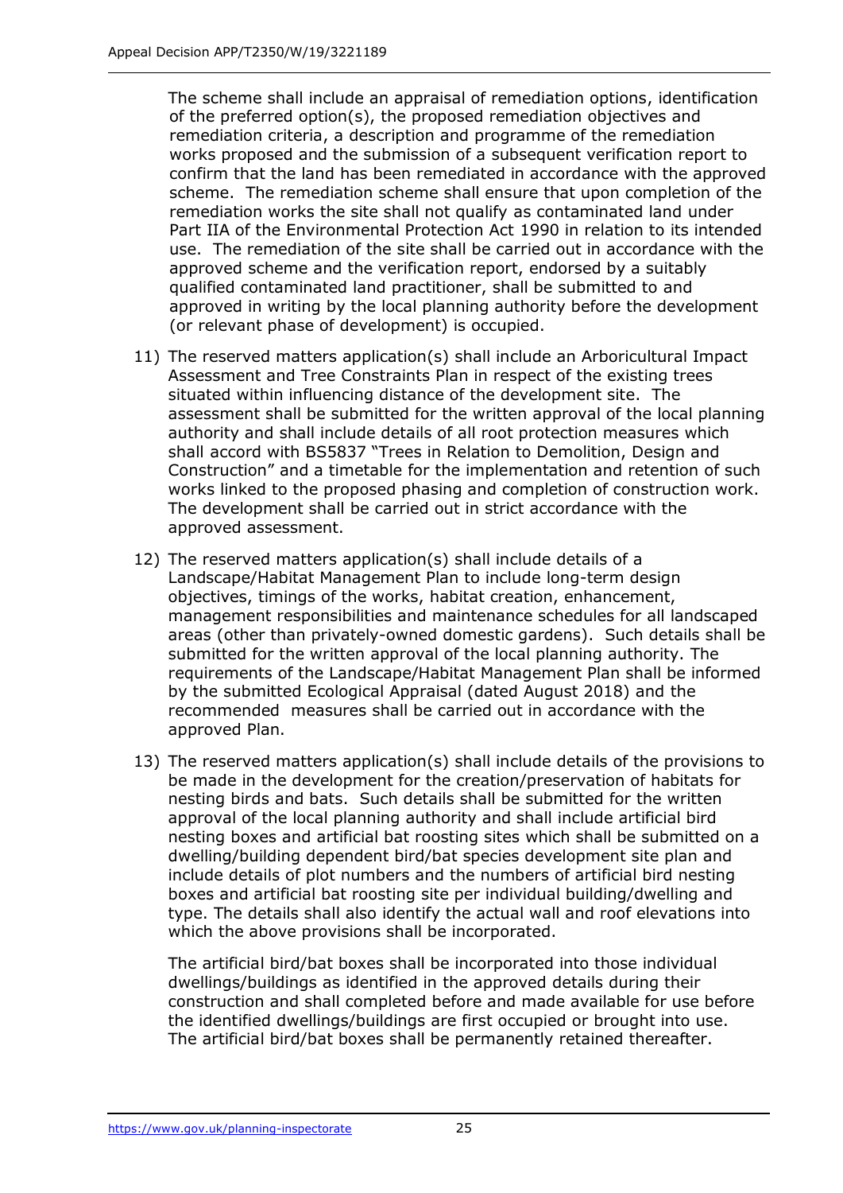The scheme shall include an appraisal of remediation options, identification of the preferred option(s), the proposed remediation objectives and remediation criteria, a description and programme of the remediation works proposed and the submission of a subsequent verification report to confirm that the land has been remediated in accordance with the approved scheme. The remediation scheme shall ensure that upon completion of the remediation works the site shall not qualify as contaminated land under Part IIA of the Environmental Protection Act 1990 in relation to its intended use. The remediation of the site shall be carried out in accordance with the approved scheme and the verification report, endorsed by a suitably qualified contaminated land practitioner, shall be submitted to and approved in writing by the local planning authority before the development (or relevant phase of development) is occupied.

11) The reserved matters application(s) shall include an Arboricultural Impact Assessment and Tree Constraints Plan in respect of the existing trees situated within influencing distance of the development site. The assessment shall be submitted for the written approval of the local planning authority and shall include details of all root protection measures which shall accord with BS5837 "Trees in Relation to Demolition, Design and Construction" and a timetable for the implementation and retention of such works linked to the proposed phasing and completion of construction work. The development shall be carried out in strict accordance with the approved assessment.

12) The reserved matters application(s) shall include details of a Landscape/Habitat Management Plan to include long-term design objectives, timings of the works, habitat creation, enhancement, management responsibilities and maintenance schedules for all landscaped areas (other than privately-owned domestic gardens). Such details shall be submitted for the written approval of the local planning authority. The requirements of the Landscape/Habitat Management Plan shall be informed by the submitted Ecological Appraisal (dated August 2018) and the recommended measures shall be carried out in accordance with the approved Plan.

13) The reserved matters application(s) shall include details of the provisions to be made in the development for the creation/preservation of habitats for nesting birds and bats. Such details shall be submitted for the written approval of the local planning authority and shall include artificial bird nesting boxes and artificial bat roosting sites which shall be submitted on a dwelling/building dependent bird/bat species development site plan and include details of plot numbers and the numbers of artificial bird nesting boxes and artificial bat roosting site per individual building/dwelling and type. The details shall also identify the actual wall and roof elevations into which the above provisions shall be incorporated.

    The artificial bird/bat boxes shall be incorporated into those individual dwellings/buildings as identified in the approved details during their construction and shall completed before and made available for use before the identified dwellings/buildings are first occupied or brought into use. The artificial bird/bat boxes shall be permanently retained thereafter.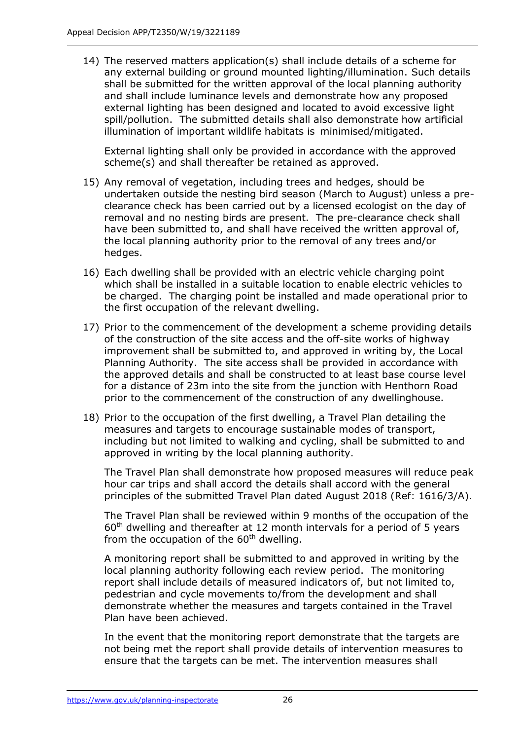14) The reserved matters application(s) shall include details of a scheme for any external building or ground mounted lighting/illumination. Such details shall be submitted for the written approval of the local planning authority and shall include luminance levels and demonstrate how any proposed external lighting has been designed and located to avoid excessive light spill/pollution. The submitted details shall also demonstrate how artificial illumination of important wildlife habitats is minimised/mitigated.

    External lighting shall only be provided in accordance with the approved scheme(s) and shall thereafter be retained as approved.

15) Any removal of vegetation, including trees and hedges, should be undertaken outside the nesting bird season (March to August) unless a pre-clearance check has been carried out by a licensed ecologist on the day of removal and no nesting birds are present. The pre-clearance check shall have been submitted to, and shall have received the written approval of, the local planning authority prior to the removal of any trees and/or hedges.

16) Each dwelling shall be provided with an electric vehicle charging point which shall be installed in a suitable location to enable electric vehicles to be charged. The charging point be installed and made operational prior to the first occupation of the relevant dwelling.

17) Prior to the commencement of the development a scheme providing details of the construction of the site access and the off-site works of highway improvement shall be submitted to, and approved in writing by, the Local Planning Authority. The site access shall be provided in accordance with the approved details and shall be constructed to at least base course level for a distance of 23m into the site from the junction with Henthorn Road prior to the commencement of the construction of any dwellinghouse.

18) Prior to the occupation of the first dwelling, a Travel Plan detailing the measures and targets to encourage sustainable modes of transport, including but not limited to walking and cycling, shall be submitted to and approved in writing by the local planning authority.

    The Travel Plan shall demonstrate how proposed measures will reduce peak hour car trips and shall accord the details shall accord with the general principles of the submitted Travel Plan dated August 2018 (Ref: 1616/3/A).

    The Travel Plan shall be reviewed within 9 months of the occupation of the 60th dwelling and thereafter at 12 month intervals for a period of 5 years from the occupation of the 60th dwelling.

    A monitoring report shall be submitted to and approved in writing by the local planning authority following each review period. The monitoring report shall include details of measured indicators of, but not limited to, pedestrian and cycle movements to/from the development and shall demonstrate whether the measures and targets contained in the Travel Plan have been achieved.

    In the event that the monitoring report demonstrate that the targets are not being met the report shall provide details of intervention measures to ensure that the targets can be met. The intervention measures shall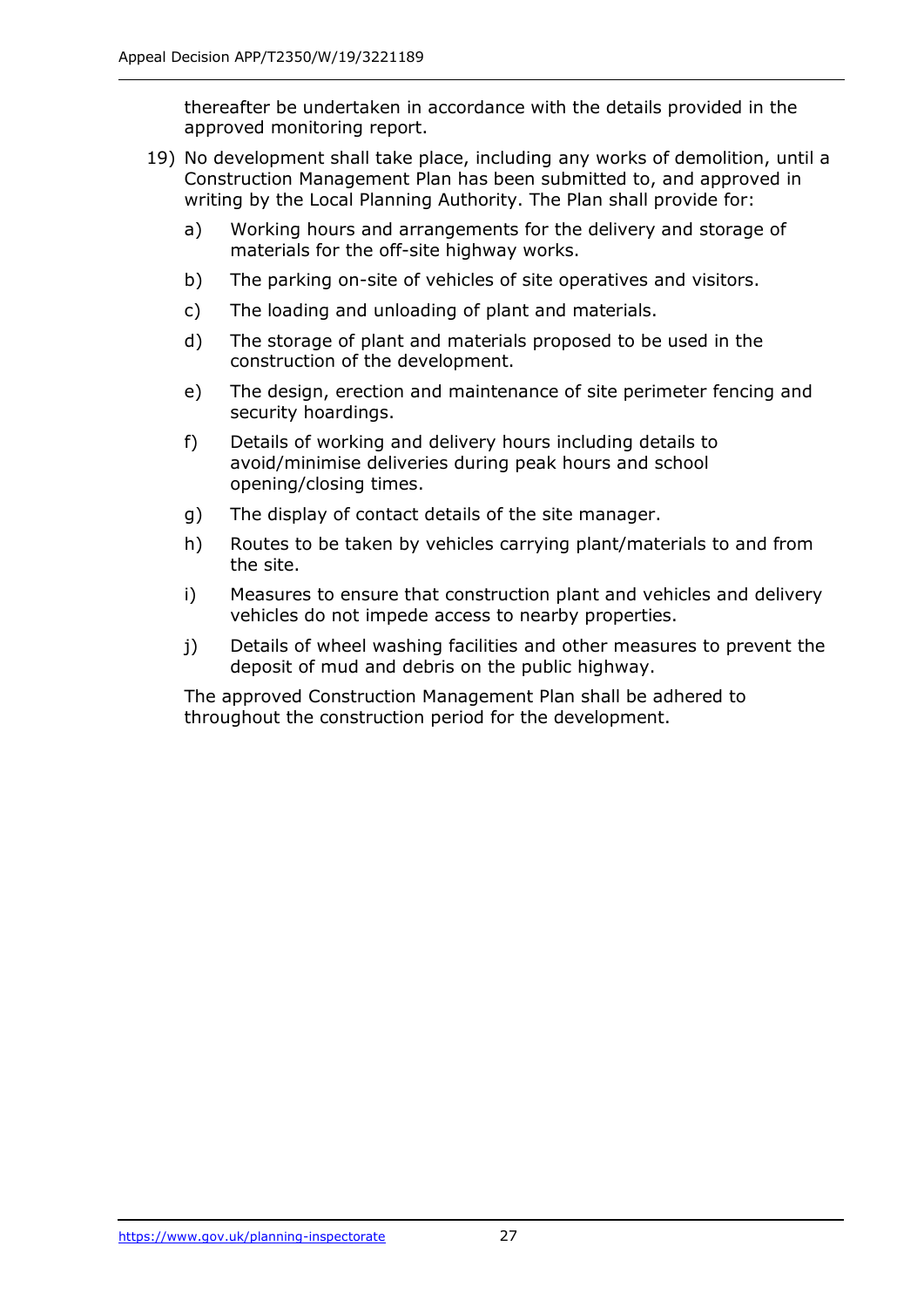thereafter be undertaken in accordance with the details provided in the approved monitoring report.

19) No development shall take place, including any works of demolition, until a Construction Management Plan has been submitted to, and approved in writing by the Local Planning Authority. The Plan shall provide for:

   a) Working hours and arrangements for the delivery and storage of materials for the off-site highway works.

   b) The parking on-site of vehicles of site operatives and visitors.

   c) The loading and unloading of plant and materials.

   d) The storage of plant and materials proposed to be used in the construction of the development.

   e) The design, erection and maintenance of site perimeter fencing and security hoardings.

   f) Details of working and delivery hours including details to avoid/minimise deliveries during peak hours and school opening/closing times.

   g) The display of contact details of the site manager.

   h) Routes to be taken by vehicles carrying plant/materials to and from the site.

   i) Measures to ensure that construction plant and vehicles and delivery vehicles do not impede access to nearby properties.

   j) Details of wheel washing facilities and other measures to prevent the deposit of mud and debris on the public highway.

   The approved Construction Management Plan shall be adhered to throughout the construction period for the development.